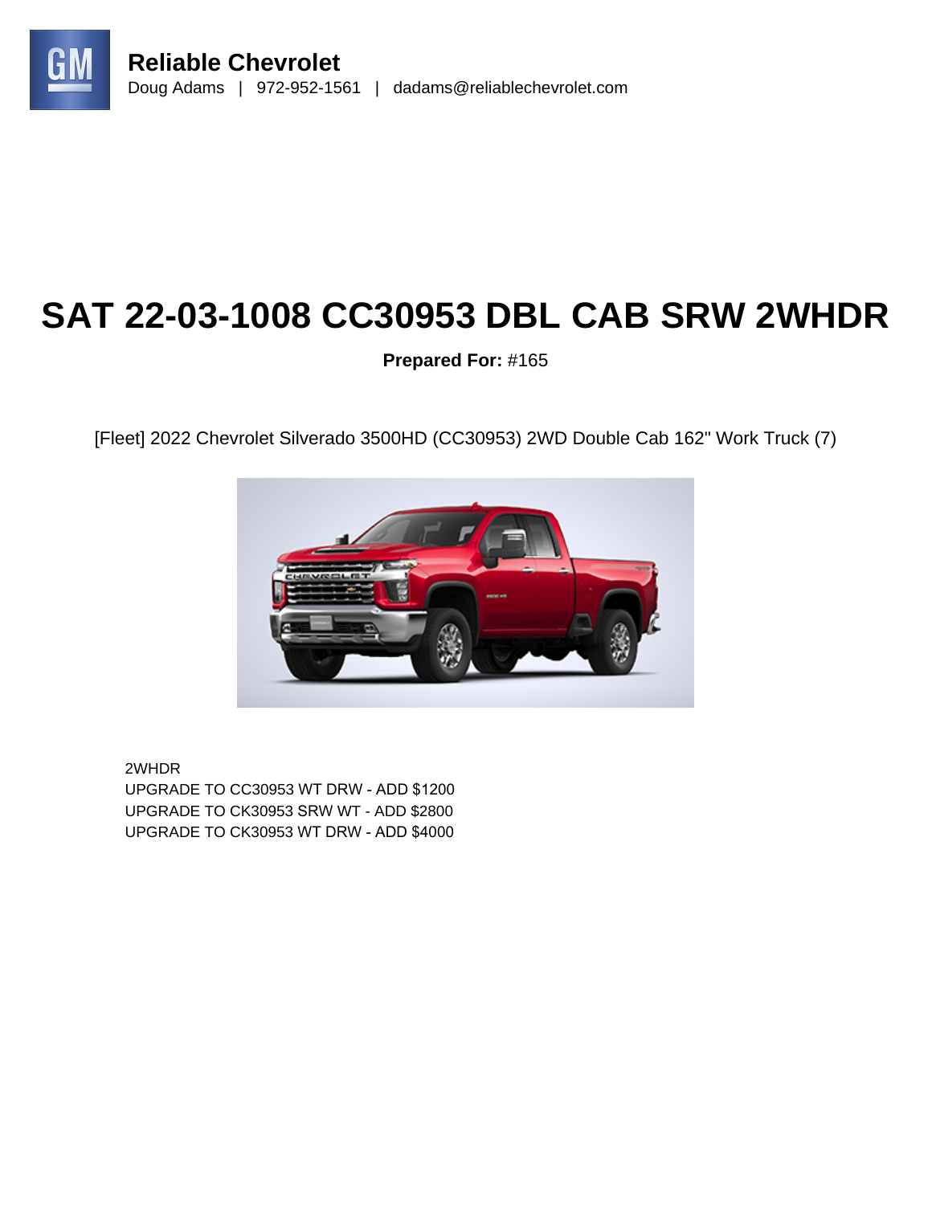**Reliable Chevrolet**
Doug Adams | 972-952-1561 | dadams@reliablechevrolet.com

# SAT 22-03-1008 CC30953 DBL CAB SRW 2WHDR

**Prepared For:** #165

[Fleet] 2022 Chevrolet Silverado 3500HD (CC30953) 2WD Double Cab 162" Work Truck (7)

2WHDR
UPGRADE TO CC30953 WT DRW - ADD $1200
UPGRADE TO CK30953 SRW WT - ADD $2800
UPGRADE TO CK30953 WT DRW - ADD $4000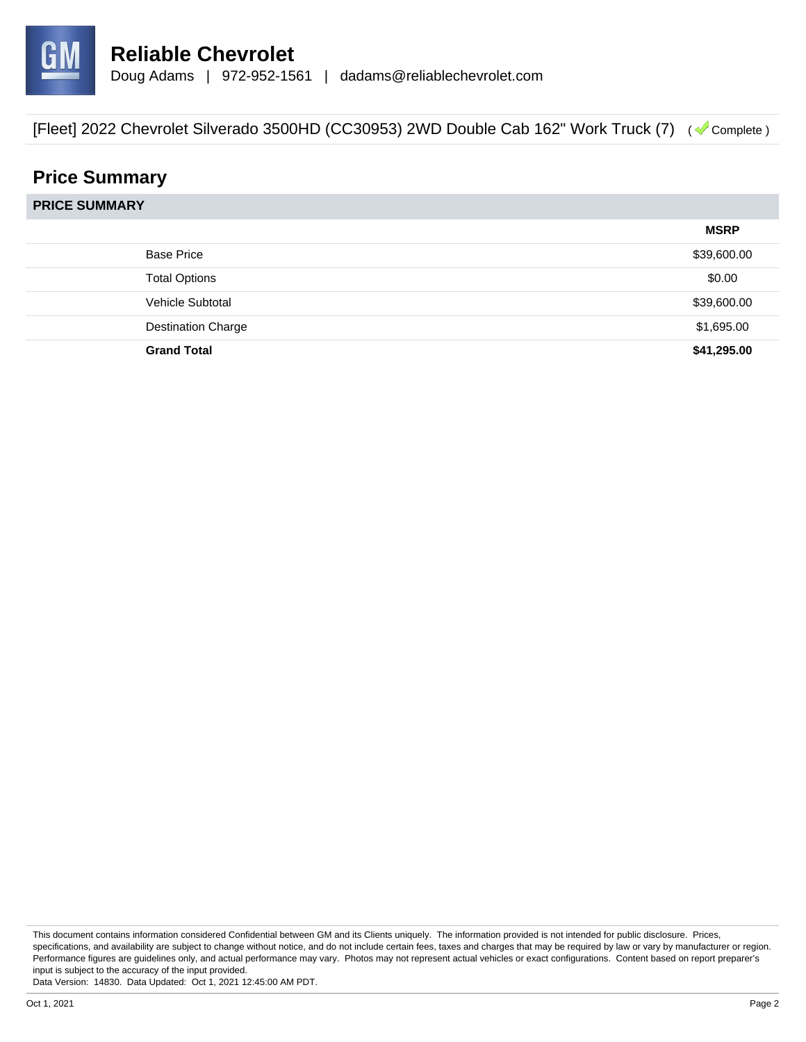**Reliable Chevrolet**
Doug Adams | 972-952-1561 | dadams@reliablechevrolet.com

[Fleet] 2022 Chevrolet Silverado 3500HD (CC30953) 2WD Double Cab 162" Work Truck (7) ( Complete )

## Price Summary

### PRICE SUMMARY

| | MSRP |
|---|---|
| Base Price | $39,600.00 |
| Total Options | $0.00 |
| Vehicle Subtotal | $39,600.00 |
| Destination Charge | $1,695.00 |
| **Grand Total** | **$41,295.00** |

This document contains information considered Confidential between GM and its Clients uniquely. The information provided is not intended for public disclosure. Prices, specifications, and availability are subject to change without notice, and do not include certain fees, taxes and charges that may be required by law or vary by manufacturer or region. Performance figures are guidelines only, and actual performance may vary. Photos may not represent actual vehicles or exact configurations. Content based on report preparer's input is subject to the accuracy of the input provided.
Data Version: 14830. Data Updated: Oct 1, 2021 12:45:00 AM PDT.

Oct 1, 2021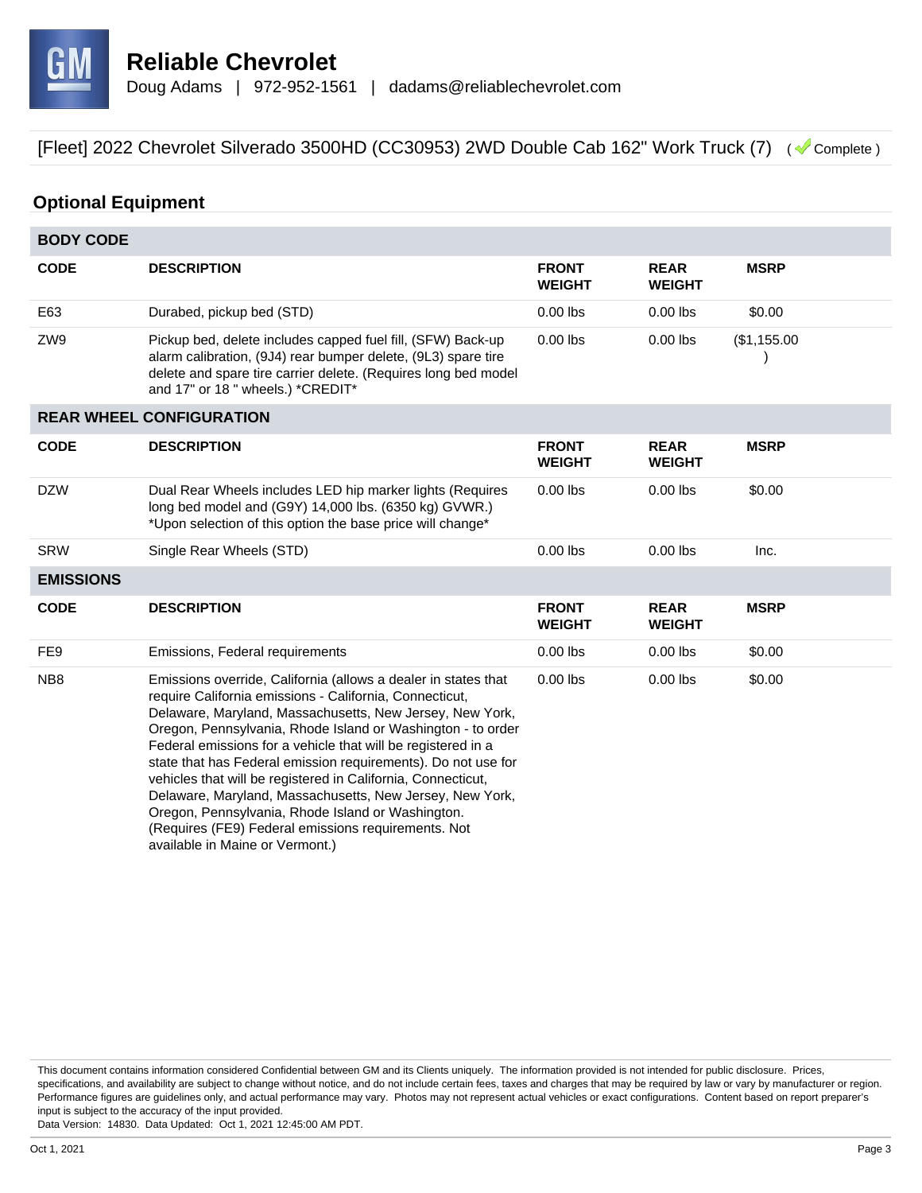[Fleet] 2022 Chevrolet Silverado 3500HD (CC30953) 2WD Double Cab 162" Work Truck (7) ( Complete )

## Optional Equipment

### BODY CODE

| CODE | DESCRIPTION | FRONT WEIGHT | REAR WEIGHT | MSRP |
|---|---|---|---|---|
| E63 | Durabed, pickup bed (STD) | 0.00 lbs | 0.00 lbs | $0.00 |
| ZW9 | Pickup bed, delete includes capped fuel fill, (SFW) Back-up alarm calibration, (9J4) rear bumper delete, (9L3) spare tire delete and spare tire carrier delete. (Requires long bed model and 17" or 18 " wheels.) *CREDIT* | 0.00 lbs | 0.00 lbs | ($1,155.00) |

### REAR WHEEL CONFIGURATION

| CODE | DESCRIPTION | FRONT WEIGHT | REAR WEIGHT | MSRP |
|---|---|---|---|---|
| DZW | Dual Rear Wheels includes LED hip marker lights (Requires long bed model and (G9Y) 14,000 lbs. (6350 kg) GVWR.) *Upon selection of this option the base price will change* | 0.00 lbs | 0.00 lbs | $0.00 |
| SRW | Single Rear Wheels (STD) | 0.00 lbs | 0.00 lbs | Inc. |

### EMISSIONS

| CODE | DESCRIPTION | FRONT WEIGHT | REAR WEIGHT | MSRP |
|---|---|---|---|---|
| FE9 | Emissions, Federal requirements | 0.00 lbs | 0.00 lbs | $0.00 |
| NB8 | Emissions override, California (allows a dealer in states that require California emissions - California, Connecticut, Delaware, Maryland, Massachusetts, New Jersey, New York, Oregon, Pennsylvania, Rhode Island or Washington - to order Federal emissions for a vehicle that will be registered in a state that has Federal emission requirements). Do not use for vehicles that will be registered in California, Connecticut, Delaware, Maryland, Massachusetts, New Jersey, New York, Oregon, Pennsylvania, Rhode Island or Washington. (Requires (FE9) Federal emissions requirements. Not available in Maine or Vermont.) | 0.00 lbs | 0.00 lbs | $0.00 |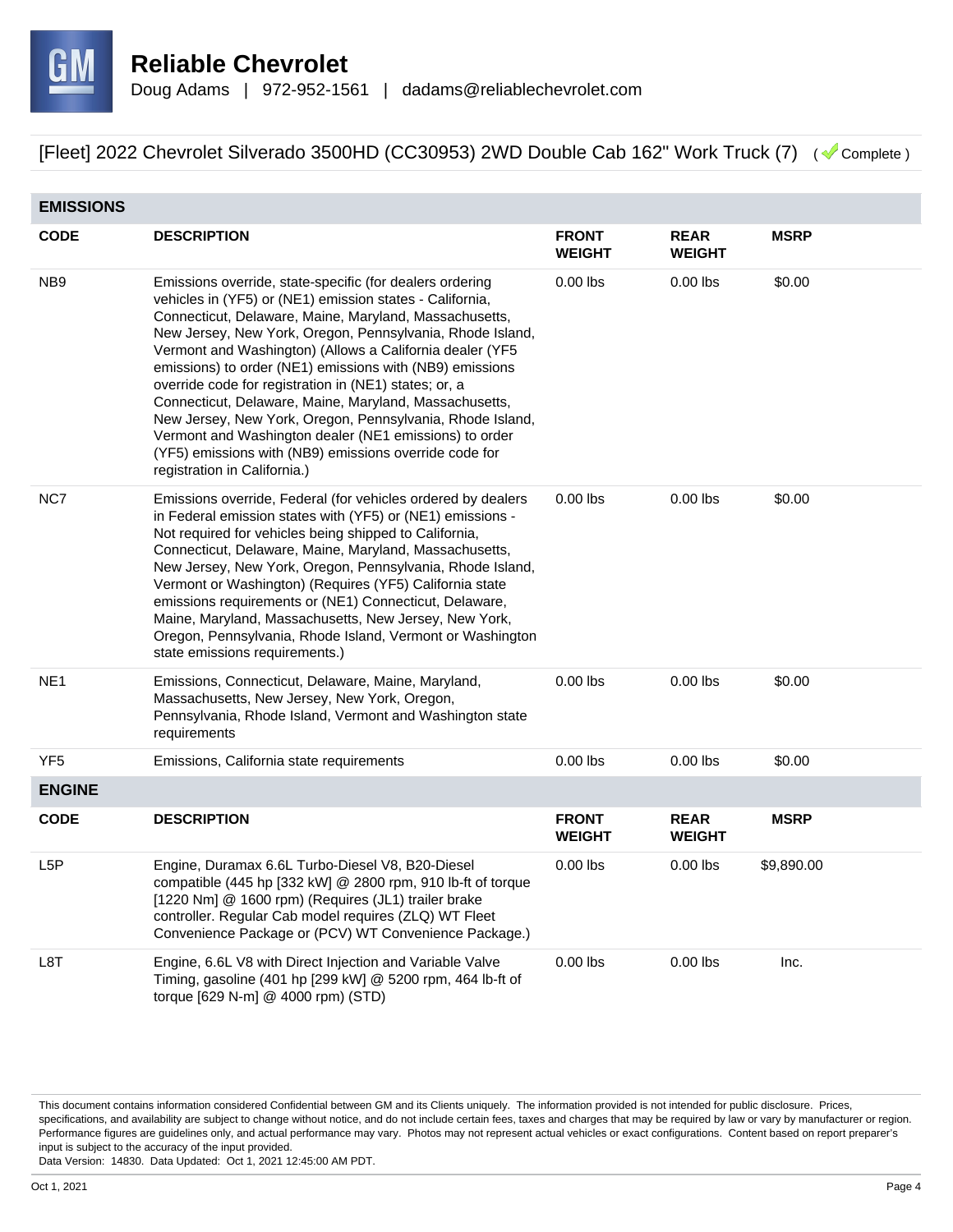# Reliable Chevrolet

Doug Adams | 972-952-1561 | dadams@reliablechevrolet.com

## [Fleet] 2022 Chevrolet Silverado 3500HD (CC30953) 2WD Double Cab 162" Work Truck (7) ( Complete )

### EMISSIONS

| CODE | DESCRIPTION | FRONT WEIGHT | REAR WEIGHT | MSRP |
|---|---|---|---|---|
| NB9 | Emissions override, state-specific (for dealers ordering vehicles in (YF5) or (NE1) emission states - California, Connecticut, Delaware, Maine, Maryland, Massachusetts, New Jersey, New York, Oregon, Pennsylvania, Rhode Island, Vermont and Washington) (Allows a California dealer (YF5 emissions) to order (NE1) emissions with (NB9) emissions override code for registration in (NE1) states; or, a Connecticut, Delaware, Maine, Maryland, Massachusetts, New Jersey, New York, Oregon, Pennsylvania, Rhode Island, Vermont and Washington dealer (NE1 emissions) to order (YF5) emissions with (NB9) emissions override code for registration in California.) | 0.00 lbs | 0.00 lbs | $0.00 |
| NC7 | Emissions override, Federal (for vehicles ordered by dealers in Federal emission states with (YF5) or (NE1) emissions - Not required for vehicles being shipped to California, Connecticut, Delaware, Maine, Maryland, Massachusetts, New Jersey, New York, Oregon, Pennsylvania, Rhode Island, Vermont or Washington) (Requires (YF5) California state emissions requirements or (NE1) Connecticut, Delaware, Maine, Maryland, Massachusetts, New Jersey, New York, Oregon, Pennsylvania, Rhode Island, Vermont or Washington state emissions requirements.) | 0.00 lbs | 0.00 lbs | $0.00 |
| NE1 | Emissions, Connecticut, Delaware, Maine, Maryland, Massachusetts, New Jersey, New York, Oregon, Pennsylvania, Rhode Island, Vermont and Washington state requirements | 0.00 lbs | 0.00 lbs | $0.00 |
| YF5 | Emissions, California state requirements | 0.00 lbs | 0.00 lbs | $0.00 |

### ENGINE

| CODE | DESCRIPTION | FRONT WEIGHT | REAR WEIGHT | MSRP |
|---|---|---|---|---|
| L5P | Engine, Duramax 6.6L Turbo-Diesel V8, B20-Diesel compatible (445 hp [332 kW] @ 2800 rpm, 910 lb-ft of torque [1220 Nm] @ 1600 rpm) (Requires (JL1) trailer brake controller. Regular Cab model requires (ZLQ) WT Fleet Convenience Package or (PCV) WT Convenience Package.) | 0.00 lbs | 0.00 lbs | $9,890.00 |
| L8T | Engine, 6.6L V8 with Direct Injection and Variable Valve Timing, gasoline (401 hp [299 kW] @ 5200 rpm, 464 lb-ft of torque [629 N-m] @ 4000 rpm) (STD) | 0.00 lbs | 0.00 lbs | Inc. |

This document contains information considered Confidential between GM and its Clients uniquely. The information provided is not intended for public disclosure. Prices, specifications, and availability are subject to change without notice, and do not include certain fees, taxes and charges that may be required by law or vary by manufacturer or region. Performance figures are guidelines only, and actual performance may vary. Photos may not represent actual vehicles or exact configurations. Content based on report preparer's input is subject to the accuracy of the input provided.
Data Version: 14830. Data Updated: Oct 1, 2021 12:45:00 AM PDT.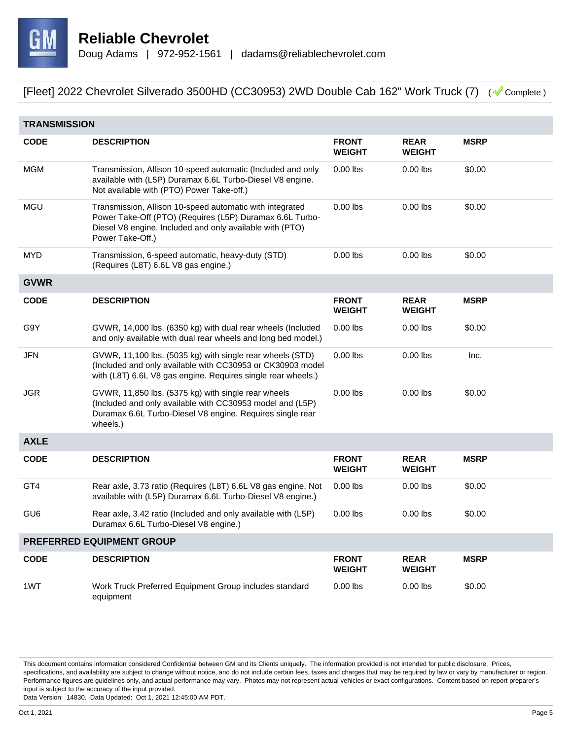# Reliable Chevrolet

Doug Adams | 972-952-1561 | dadams@reliablechevrolet.com

[Fleet] 2022 Chevrolet Silverado 3500HD (CC30953) 2WD Double Cab 162" Work Truck (7) ( Complete )

## TRANSMISSION

| CODE | DESCRIPTION | FRONT WEIGHT | REAR WEIGHT | MSRP |
|---|---|---|---|---|
| MGM | Transmission, Allison 10-speed automatic (Included and only available with (L5P) Duramax 6.6L Turbo-Diesel V8 engine. Not available with (PTO) Power Take-off.) | 0.00 lbs | 0.00 lbs | $0.00 |
| MGU | Transmission, Allison 10-speed automatic with integrated Power Take-Off (PTO) (Requires (L5P) Duramax 6.6L Turbo-Diesel V8 engine. Included and only available with (PTO) Power Take-Off.) | 0.00 lbs | 0.00 lbs | $0.00 |
| MYD | Transmission, 6-speed automatic, heavy-duty (STD) (Requires (L8T) 6.6L V8 gas engine.) | 0.00 lbs | 0.00 lbs | $0.00 |

## GVWR

| CODE | DESCRIPTION | FRONT WEIGHT | REAR WEIGHT | MSRP |
|---|---|---|---|---|
| G9Y | GVWR, 14,000 lbs. (6350 kg) with dual rear wheels (Included and only available with dual rear wheels and long bed model.) | 0.00 lbs | 0.00 lbs | $0.00 |
| JFN | GVWR, 11,100 lbs. (5035 kg) with single rear wheels (STD) (Included and only available with CC30953 or CK30903 model with (L8T) 6.6L V8 gas engine. Requires single rear wheels.) | 0.00 lbs | 0.00 lbs | Inc. |
| JGR | GVWR, 11,850 lbs. (5375 kg) with single rear wheels (Included and only available with CC30953 model and (L5P) Duramax 6.6L Turbo-Diesel V8 engine. Requires single rear wheels.) | 0.00 lbs | 0.00 lbs | $0.00 |

## AXLE

| CODE | DESCRIPTION | FRONT WEIGHT | REAR WEIGHT | MSRP |
|---|---|---|---|---|
| GT4 | Rear axle, 3.73 ratio (Requires (L8T) 6.6L V8 gas engine. Not available with (L5P) Duramax 6.6L Turbo-Diesel V8 engine.) | 0.00 lbs | 0.00 lbs | $0.00 |
| GU6 | Rear axle, 3.42 ratio (Included and only available with (L5P) Duramax 6.6L Turbo-Diesel V8 engine.) | 0.00 lbs | 0.00 lbs | $0.00 |

## PREFERRED EQUIPMENT GROUP

| CODE | DESCRIPTION | FRONT WEIGHT | REAR WEIGHT | MSRP |
|---|---|---|---|---|
| 1WT | Work Truck Preferred Equipment Group includes standard equipment | 0.00 lbs | 0.00 lbs | $0.00 |

This document contains information considered Confidential between GM and its Clients uniquely. The information provided is not intended for public disclosure. Prices, specifications, and availability are subject to change without notice, and do not include certain fees, taxes and charges that may be required by law or vary by manufacturer or region. Performance figures are guidelines only, and actual performance may vary. Photos may not represent actual vehicles or exact configurations. Content based on report preparer's input is subject to the accuracy of the input provided.
Data Version: 14830. Data Updated: Oct 1, 2021 12:45:00 AM PDT.

Oct 1, 2021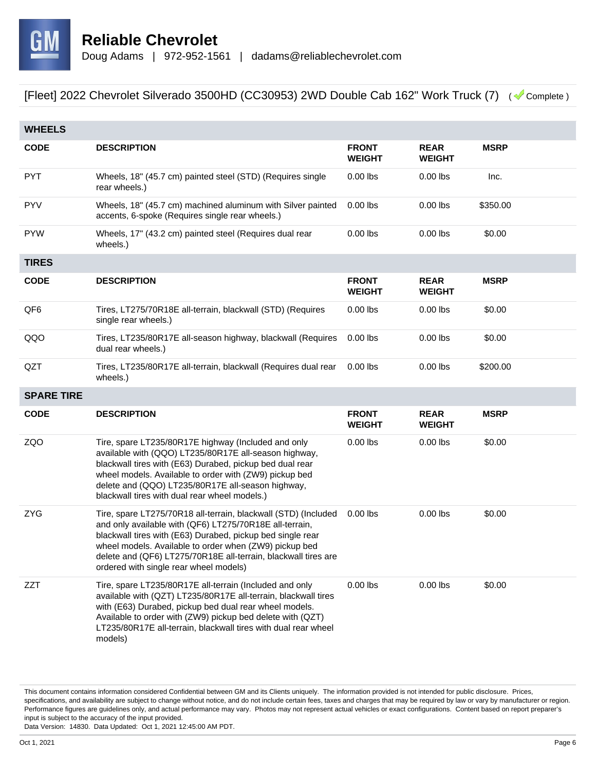## Reliable Chevrolet

Doug Adams | 972-952-1561 | dadams@reliablechevrolet.com

[Fleet] 2022 Chevrolet Silverado 3500HD (CC30953) 2WD Double Cab 162" Work Truck (7) ( Complete )

### WHEELS

| CODE | DESCRIPTION | FRONT WEIGHT | REAR WEIGHT | MSRP |
|---|---|---|---|---|
| PYT | Wheels, 18" (45.7 cm) painted steel (STD) (Requires single rear wheels.) | 0.00 lbs | 0.00 lbs | Inc. |
| PYV | Wheels, 18" (45.7 cm) machined aluminum with Silver painted accents, 6-spoke (Requires single rear wheels.) | 0.00 lbs | 0.00 lbs | $350.00 |
| PYW | Wheels, 17" (43.2 cm) painted steel (Requires dual rear wheels.) | 0.00 lbs | 0.00 lbs | $0.00 |

### TIRES

| CODE | DESCRIPTION | FRONT WEIGHT | REAR WEIGHT | MSRP |
|---|---|---|---|---|
| QF6 | Tires, LT275/70R18E all-terrain, blackwall (STD) (Requires single rear wheels.) | 0.00 lbs | 0.00 lbs | $0.00 |
| QQO | Tires, LT235/80R17E all-season highway, blackwall (Requires dual rear wheels.) | 0.00 lbs | 0.00 lbs | $0.00 |
| QZT | Tires, LT235/80R17E all-terrain, blackwall (Requires dual rear wheels.) | 0.00 lbs | 0.00 lbs | $200.00 |

### SPARE TIRE

| CODE | DESCRIPTION | FRONT WEIGHT | REAR WEIGHT | MSRP |
|---|---|---|---|---|
| ZQO | Tire, spare LT235/80R17E highway (Included and only available with (QQO) LT235/80R17E all-season highway, blackwall tires with (E63) Durabed, pickup bed dual rear wheel models. Available to order with (ZW9) pickup bed delete and (QQO) LT235/80R17E all-season highway, blackwall tires with dual rear wheel models.) | 0.00 lbs | 0.00 lbs | $0.00 |
| ZYG | Tire, spare LT275/70R18 all-terrain, blackwall (STD) (Included and only available with (QF6) LT275/70R18E all-terrain, blackwall tires with (E63) Durabed, pickup bed single rear wheel models. Available to order when (ZW9) pickup bed delete and (QF6) LT275/70R18E all-terrain, blackwall tires are ordered with single rear wheel models) | 0.00 lbs | 0.00 lbs | $0.00 |
| ZZT | Tire, spare LT235/80R17E all-terrain (Included and only available with (QZT) LT235/80R17E all-terrain, blackwall tires with (E63) Durabed, pickup bed dual rear wheel models. Available to order with (ZW9) pickup bed delete with (QZT) LT235/80R17E all-terrain, blackwall tires with dual rear wheel models) | 0.00 lbs | 0.00 lbs | $0.00 |

This document contains information considered Confidential between GM and its Clients uniquely. The information provided is not intended for public disclosure. Prices, specifications, and availability are subject to change without notice, and do not include certain fees, taxes and charges that may be required by law or vary by manufacturer or region. Performance figures are guidelines only, and actual performance may vary. Photos may not represent actual vehicles or exact configurations. Content based on report preparer's input is subject to the accuracy of the input provided.
Data Version: 14830. Data Updated: Oct 1, 2021 12:45:00 AM PDT.

Oct 1, 2021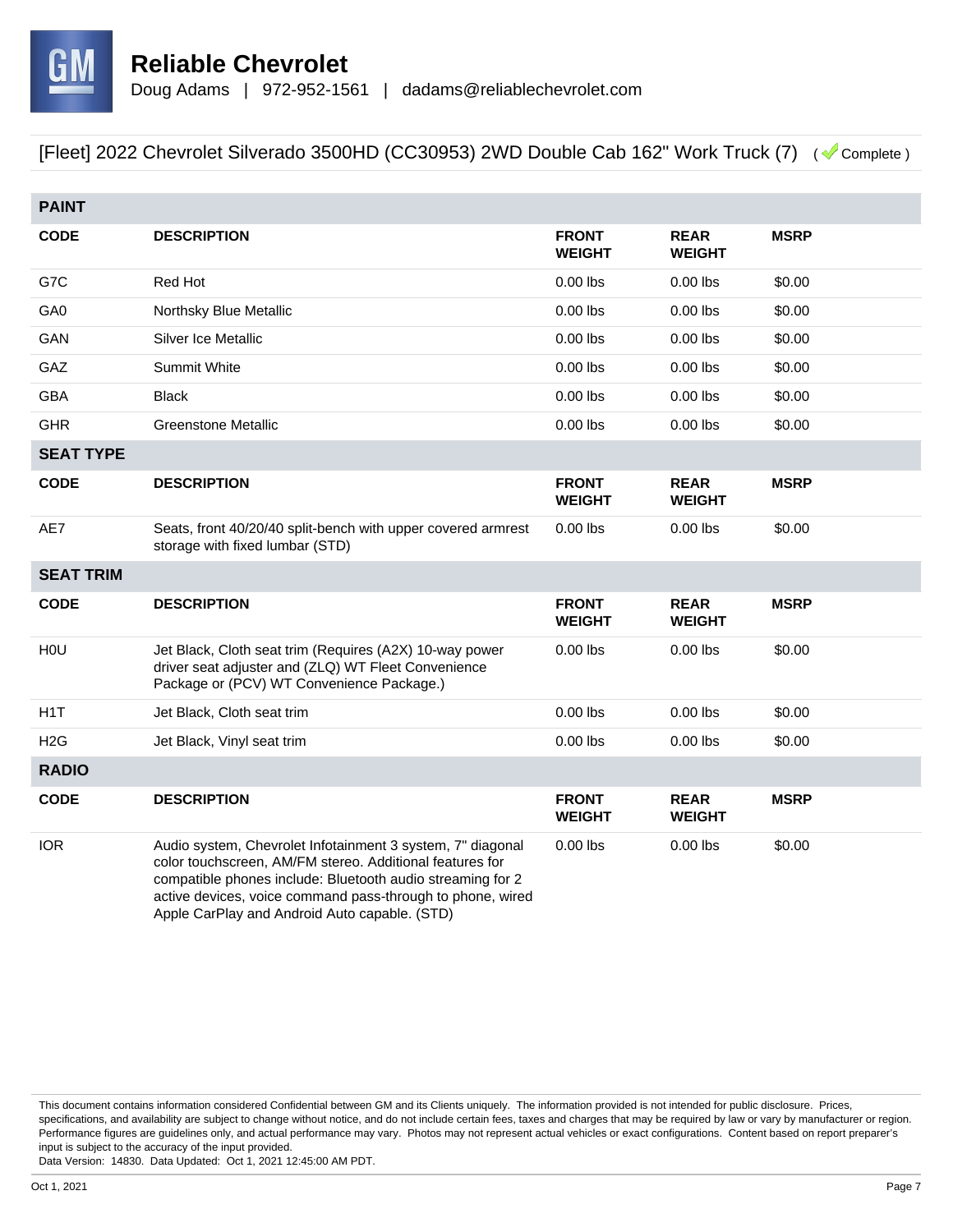**Reliable Chevrolet**

Doug Adams | 972-952-1561 | dadams@reliablechevrolet.com

[Fleet] 2022 Chevrolet Silverado 3500HD (CC30953) 2WD Double Cab 162" Work Truck (7) ( Complete )

## PAINT

| CODE | DESCRIPTION | FRONT WEIGHT | REAR WEIGHT | MSRP |
|---|---|---|---|---|
| G7C | Red Hot | 0.00 lbs | 0.00 lbs | $0.00 |
| GA0 | Northsky Blue Metallic | 0.00 lbs | 0.00 lbs | $0.00 |
| GAN | Silver Ice Metallic | 0.00 lbs | 0.00 lbs | $0.00 |
| GAZ | Summit White | 0.00 lbs | 0.00 lbs | $0.00 |
| GBA | Black | 0.00 lbs | 0.00 lbs | $0.00 |
| GHR | Greenstone Metallic | 0.00 lbs | 0.00 lbs | $0.00 |

## SEAT TYPE

| CODE | DESCRIPTION | FRONT WEIGHT | REAR WEIGHT | MSRP |
|---|---|---|---|---|
| AE7 | Seats, front 40/20/40 split-bench with upper covered armrest storage with fixed lumbar (STD) | 0.00 lbs | 0.00 lbs | $0.00 |

## SEAT TRIM

| CODE | DESCRIPTION | FRONT WEIGHT | REAR WEIGHT | MSRP |
|---|---|---|---|---|
| H0U | Jet Black, Cloth seat trim (Requires (A2X) 10-way power driver seat adjuster and (ZLQ) WT Fleet Convenience Package or (PCV) WT Convenience Package.) | 0.00 lbs | 0.00 lbs | $0.00 |
| H1T | Jet Black, Cloth seat trim | 0.00 lbs | 0.00 lbs | $0.00 |
| H2G | Jet Black, Vinyl seat trim | 0.00 lbs | 0.00 lbs | $0.00 |

## RADIO

| CODE | DESCRIPTION | FRONT WEIGHT | REAR WEIGHT | MSRP |
|---|---|---|---|---|
| IOR | Audio system, Chevrolet Infotainment 3 system, 7" diagonal color touchscreen, AM/FM stereo. Additional features for compatible phones include: Bluetooth audio streaming for 2 active devices, voice command pass-through to phone, wired Apple CarPlay and Android Auto capable. (STD) | 0.00 lbs | 0.00 lbs | $0.00 |

This document contains information considered Confidential between GM and its Clients uniquely. The information provided is not intended for public disclosure. Prices, specifications, and availability are subject to change without notice, and do not include certain fees, taxes and charges that may be required by law or vary by manufacturer or region. Performance figures are guidelines only, and actual performance may vary. Photos may not represent actual vehicles or exact configurations. Content based on report preparer's input is subject to the accuracy of the input provided.

Data Version: 14830. Data Updated: Oct 1, 2021 12:45:00 AM PDT.

Oct 1, 2021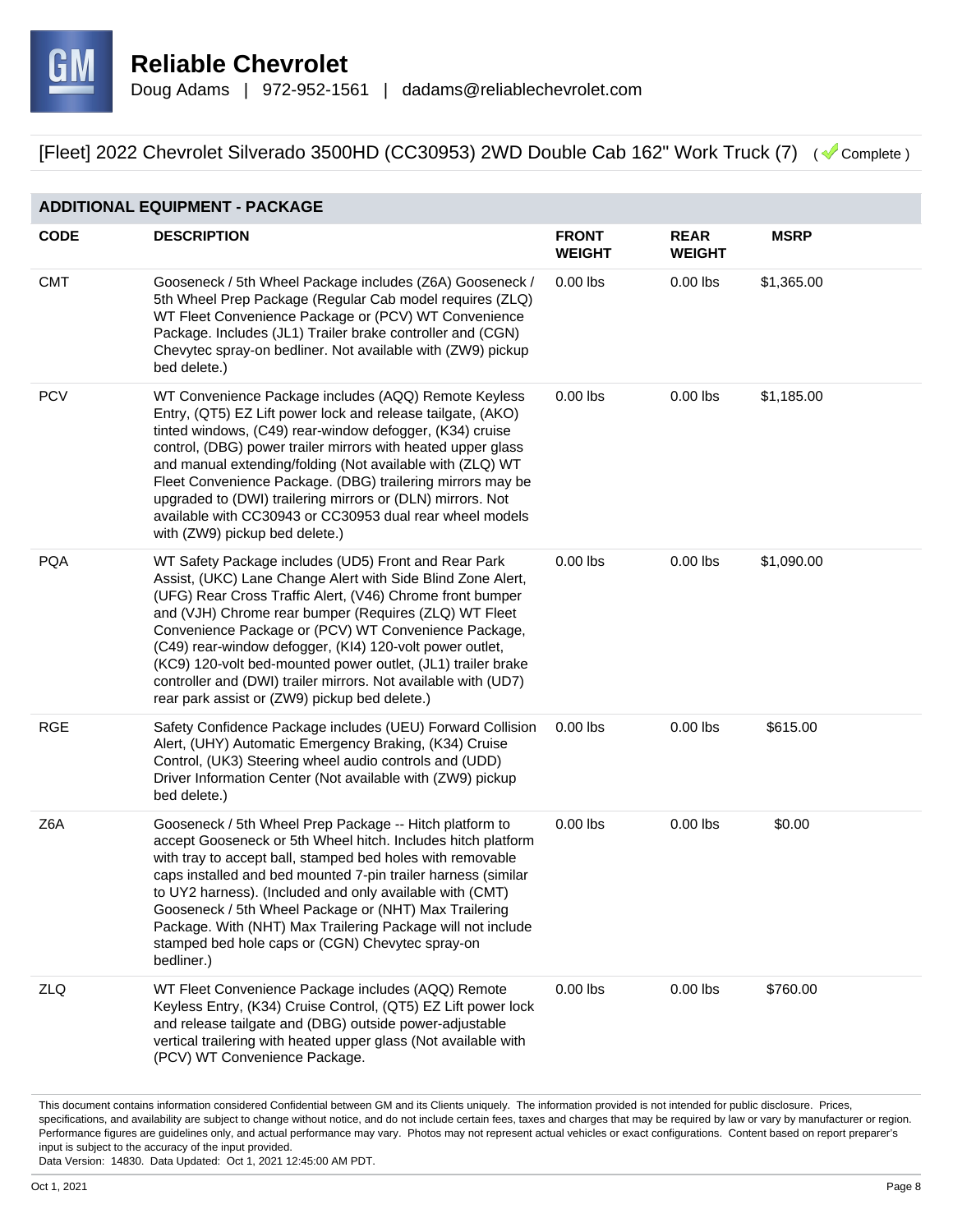# Reliable Chevrolet

Doug Adams | 972-952-1561 | dadams@reliablechevrolet.com

[Fleet] 2022 Chevrolet Silverado 3500HD (CC30953) 2WD Double Cab 162" Work Truck (7) ( Complete )

## ADDITIONAL EQUIPMENT - PACKAGE

| CODE | DESCRIPTION | FRONT WEIGHT | REAR WEIGHT | MSRP |
|---|---|---|---|---|
| CMT | Gooseneck / 5th Wheel Package includes (Z6A) Gooseneck / 5th Wheel Prep Package (Regular Cab model requires (ZLQ) WT Fleet Convenience Package or (PCV) WT Convenience Package. Includes (JL1) Trailer brake controller and (CGN) Chevytec spray-on bedliner. Not available with (ZW9) pickup bed delete.) | 0.00 lbs | 0.00 lbs | $1,365.00 |
| PCV | WT Convenience Package includes (AQQ) Remote Keyless Entry, (QT5) EZ Lift power lock and release tailgate, (AKO) tinted windows, (C49) rear-window defogger, (K34) cruise control, (DBG) power trailer mirrors with heated upper glass and manual extending/folding (Not available with (ZLQ) WT Fleet Convenience Package. (DBG) trailering mirrors may be upgraded to (DWI) trailering mirrors or (DLN) mirrors. Not available with CC30943 or CC30953 dual rear wheel models with (ZW9) pickup bed delete.) | 0.00 lbs | 0.00 lbs | $1,185.00 |
| PQA | WT Safety Package includes (UD5) Front and Rear Park Assist, (UKC) Lane Change Alert with Side Blind Zone Alert, (UFG) Rear Cross Traffic Alert, (V46) Chrome front bumper and (VJH) Chrome rear bumper (Requires (ZLQ) WT Fleet Convenience Package or (PCV) WT Convenience Package, (C49) rear-window defogger, (KI4) 120-volt power outlet, (KC9) 120-volt bed-mounted power outlet, (JL1) trailer brake controller and (DWI) trailer mirrors. Not available with (UD7) rear park assist or (ZW9) pickup bed delete.) | 0.00 lbs | 0.00 lbs | $1,090.00 |
| RGE | Safety Confidence Package includes (UEU) Forward Collision Alert, (UHY) Automatic Emergency Braking, (K34) Cruise Control, (UK3) Steering wheel audio controls and (UDD) Driver Information Center (Not available with (ZW9) pickup bed delete.) | 0.00 lbs | 0.00 lbs | $615.00 |
| Z6A | Gooseneck / 5th Wheel Prep Package -- Hitch platform to accept Gooseneck or 5th Wheel hitch. Includes hitch platform with tray to accept ball, stamped bed holes with removable caps installed and bed mounted 7-pin trailer harness (similar to UY2 harness). (Included and only available with (CMT) Gooseneck / 5th Wheel Package or (NHT) Max Trailering Package. With (NHT) Max Trailering Package will not include stamped bed hole caps or (CGN) Chevytec spray-on bedliner.) | 0.00 lbs | 0.00 lbs | $0.00 |
| ZLQ | WT Fleet Convenience Package includes (AQQ) Remote Keyless Entry, (K34) Cruise Control, (QT5) EZ Lift power lock and release tailgate and (DBG) outside power-adjustable vertical trailering with heated upper glass (Not available with (PCV) WT Convenience Package. | 0.00 lbs | 0.00 lbs | $760.00 |

This document contains information considered Confidential between GM and its Clients uniquely. The information provided is not intended for public disclosure. Prices, specifications, and availability are subject to change without notice, and do not include certain fees, taxes and charges that may be required by law or vary by manufacturer or region. Performance figures are guidelines only, and actual performance may vary. Photos may not represent actual vehicles or exact configurations. Content based on report preparer's input is subject to the accuracy of the input provided.
Data Version: 14830. Data Updated: Oct 1, 2021 12:45:00 AM PDT.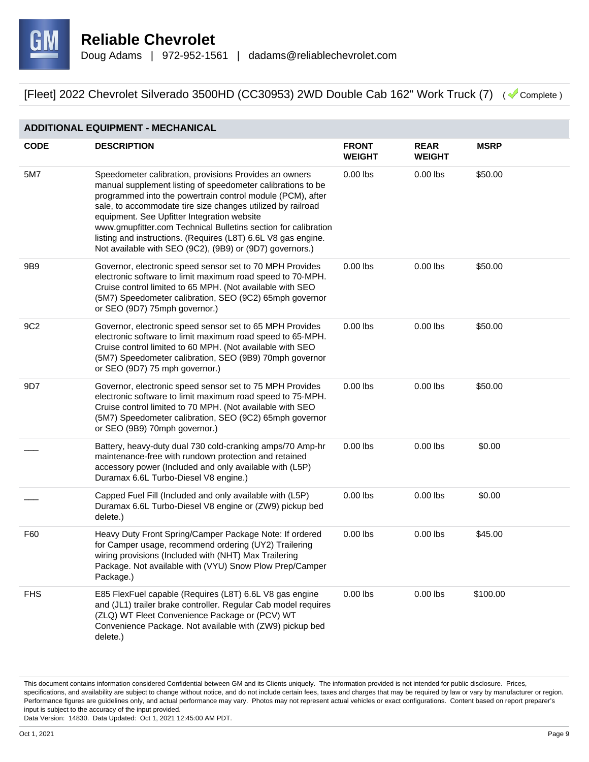# Reliable Chevrolet

Doug Adams | 972-952-1561 | dadams@reliablechevrolet.com

[Fleet] 2022 Chevrolet Silverado 3500HD (CC30953) 2WD Double Cab 162" Work Truck (7) ( Complete )

## ADDITIONAL EQUIPMENT - MECHANICAL

| CODE | DESCRIPTION | FRONT WEIGHT | REAR WEIGHT | MSRP |
|---|---|---|---|---|
| 5M7 | Speedometer calibration, provisions Provides an owners manual supplement listing of speedometer calibrations to be programmed into the powertrain control module (PCM), after sale, to accommodate tire size changes utilized by railroad equipment. See Upfitter Integration website www.gmupfitter.com Technical Bulletins section for calibration listing and instructions. (Requires (L8T) 6.6L V8 gas engine. Not available with SEO (9C2), (9B9) or (9D7) governors.) | 0.00 lbs | 0.00 lbs | $50.00 |
| 9B9 | Governor, electronic speed sensor set to 70 MPH Provides electronic software to limit maximum road speed to 70-MPH. Cruise control limited to 65 MPH. (Not available with SEO (5M7) Speedometer calibration, SEO (9C2) 65mph governor or SEO (9D7) 75mph governor.) | 0.00 lbs | 0.00 lbs | $50.00 |
| 9C2 | Governor, electronic speed sensor set to 65 MPH Provides electronic software to limit maximum road speed to 65-MPH. Cruise control limited to 60 MPH. (Not available with SEO (5M7) Speedometer calibration, SEO (9B9) 70mph governor or SEO (9D7) 75 mph governor.) | 0.00 lbs | 0.00 lbs | $50.00 |
| 9D7 | Governor, electronic speed sensor set to 75 MPH Provides electronic software to limit maximum road speed to 75-MPH. Cruise control limited to 70 MPH. (Not available with SEO (5M7) Speedometer calibration, SEO (9C2) 65mph governor or SEO (9B9) 70mph governor.) | 0.00 lbs | 0.00 lbs | $50.00 |
| ___ | Battery, heavy-duty dual 730 cold-cranking amps/70 Amp-hr maintenance-free with rundown protection and retained accessory power (Included and only available with (L5P) Duramax 6.6L Turbo-Diesel V8 engine.) | 0.00 lbs | 0.00 lbs | $0.00 |
| ___ | Capped Fuel Fill (Included and only available with (L5P) Duramax 6.6L Turbo-Diesel V8 engine or (ZW9) pickup bed delete.) | 0.00 lbs | 0.00 lbs | $0.00 |
| F60 | Heavy Duty Front Spring/Camper Package Note: If ordered for Camper usage, recommend ordering (UY2) Trailering wiring provisions (Included with (NHT) Max Trailering Package. Not available with (VYU) Snow Plow Prep/Camper Package.) | 0.00 lbs | 0.00 lbs | $45.00 |
| FHS | E85 FlexFuel capable (Requires (L8T) 6.6L V8 gas engine and (JL1) trailer brake controller. Regular Cab model requires (ZLQ) WT Fleet Convenience Package or (PCV) WT Convenience Package. Not available with (ZW9) pickup bed delete.) | 0.00 lbs | 0.00 lbs | $100.00 |

This document contains information considered Confidential between GM and its Clients uniquely. The information provided is not intended for public disclosure. Prices, specifications, and availability are subject to change without notice, and do not include certain fees, taxes and charges that may be required by law or vary by manufacturer or region. Performance figures are guidelines only, and actual performance may vary. Photos may not represent actual vehicles or exact configurations. Content based on report preparer's input is subject to the accuracy of the input provided.
Data Version: 14830. Data Updated: Oct 1, 2021 12:45:00 AM PDT.

Oct 1, 2021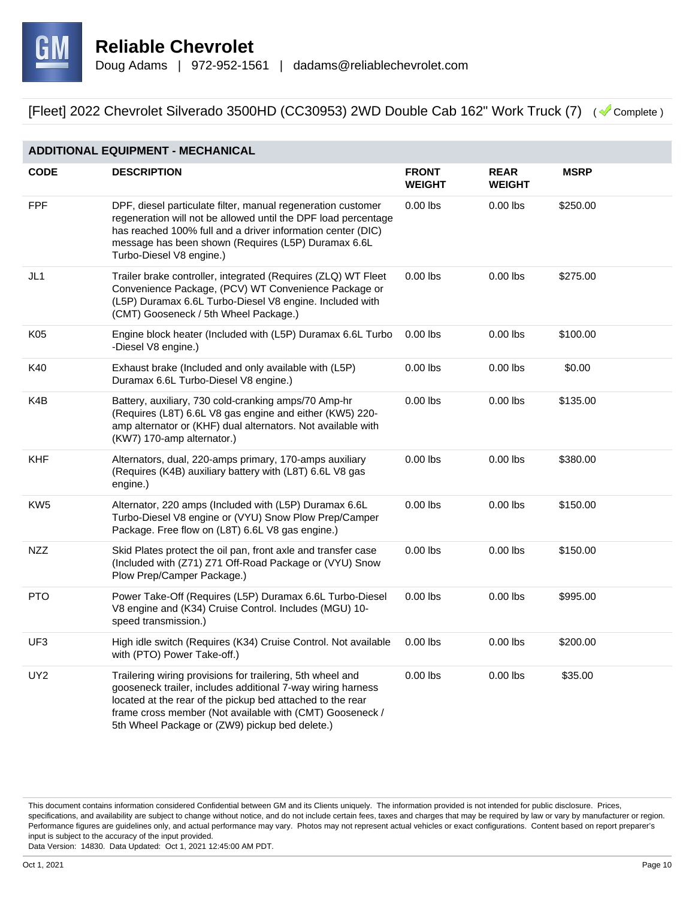# Reliable Chevrolet

Doug Adams | 972-952-1561 | dadams@reliablechevrolet.com

## [Fleet] 2022 Chevrolet Silverado 3500HD (CC30953) 2WD Double Cab 162" Work Truck (7) ( Complete )

### ADDITIONAL EQUIPMENT - MECHANICAL

| CODE | DESCRIPTION | FRONT WEIGHT | REAR WEIGHT | MSRP |
|---|---|---|---|---|
| FPF | DPF, diesel particulate filter, manual regeneration customer regeneration will not be allowed until the DPF load percentage has reached 100% full and a driver information center (DIC) message has been shown (Requires (L5P) Duramax 6.6L Turbo-Diesel V8 engine.) | 0.00 lbs | 0.00 lbs | $250.00 |
| JL1 | Trailer brake controller, integrated (Requires (ZLQ) WT Fleet Convenience Package, (PCV) WT Convenience Package or (L5P) Duramax 6.6L Turbo-Diesel V8 engine. Included with (CMT) Gooseneck / 5th Wheel Package.) | 0.00 lbs | 0.00 lbs | $275.00 |
| K05 | Engine block heater (Included with (L5P) Duramax 6.6L Turbo -Diesel V8 engine.) | 0.00 lbs | 0.00 lbs | $100.00 |
| K40 | Exhaust brake (Included and only available with (L5P) Duramax 6.6L Turbo-Diesel V8 engine.) | 0.00 lbs | 0.00 lbs | $0.00 |
| K4B | Battery, auxiliary, 730 cold-cranking amps/70 Amp-hr (Requires (L8T) 6.6L V8 gas engine and either (KW5) 220-amp alternator or (KHF) dual alternators. Not available with (KW7) 170-amp alternator.) | 0.00 lbs | 0.00 lbs | $135.00 |
| KHF | Alternators, dual, 220-amps primary, 170-amps auxiliary (Requires (K4B) auxiliary battery with (L8T) 6.6L V8 gas engine.) | 0.00 lbs | 0.00 lbs | $380.00 |
| KW5 | Alternator, 220 amps (Included with (L5P) Duramax 6.6L Turbo-Diesel V8 engine or (VYU) Snow Plow Prep/Camper Package. Free flow on (L8T) 6.6L V8 gas engine.) | 0.00 lbs | 0.00 lbs | $150.00 |
| NZZ | Skid Plates protect the oil pan, front axle and transfer case (Included with (Z71) Z71 Off-Road Package or (VYU) Snow Plow Prep/Camper Package.) | 0.00 lbs | 0.00 lbs | $150.00 |
| PTO | Power Take-Off (Requires (L5P) Duramax 6.6L Turbo-Diesel V8 engine and (K34) Cruise Control. Includes (MGU) 10-speed transmission.) | 0.00 lbs | 0.00 lbs | $995.00 |
| UF3 | High idle switch (Requires (K34) Cruise Control. Not available with (PTO) Power Take-off.) | 0.00 lbs | 0.00 lbs | $200.00 |
| UY2 | Trailering wiring provisions for trailering, 5th wheel and gooseneck trailer, includes additional 7-way wiring harness located at the rear of the pickup bed attached to the rear frame cross member (Not available with (CMT) Gooseneck / 5th Wheel Package or (ZW9) pickup bed delete.) | 0.00 lbs | 0.00 lbs | $35.00 |

This document contains information considered Confidential between GM and its Clients uniquely. The information provided is not intended for public disclosure. Prices, specifications, and availability are subject to change without notice, and do not include certain fees, taxes and charges that may be required by law or vary by manufacturer or region. Performance figures are guidelines only, and actual performance may vary. Photos may not represent actual vehicles or exact configurations. Content based on report preparer's input is subject to the accuracy of the input provided.
Data Version: 14830. Data Updated: Oct 1, 2021 12:45:00 AM PDT.

Oct 1, 2021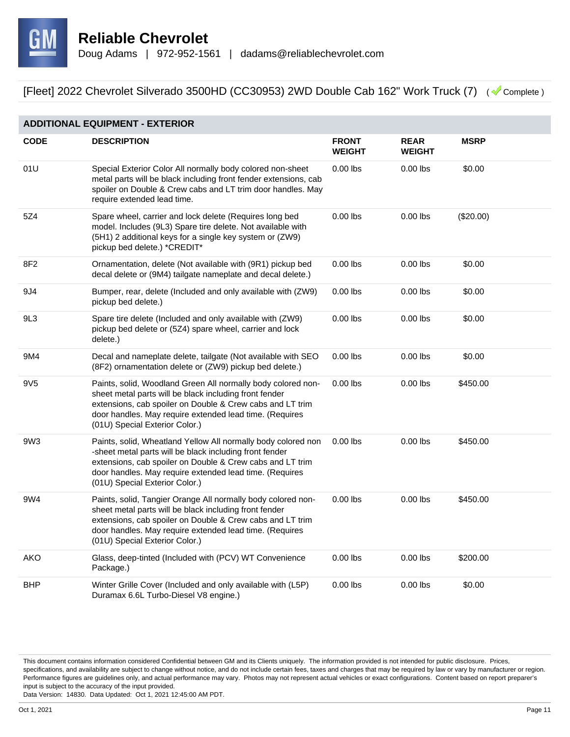# Reliable Chevrolet

Doug Adams | 972-952-1561 | dadams@reliablechevrolet.com

[Fleet] 2022 Chevrolet Silverado 3500HD (CC30953) 2WD Double Cab 162" Work Truck (7) ( Complete )

## ADDITIONAL EQUIPMENT - EXTERIOR

| CODE | DESCRIPTION | FRONT WEIGHT | REAR WEIGHT | MSRP |
|---|---|---|---|---|
| 01U | Special Exterior Color All normally body colored non-sheet metal parts will be black including front fender extensions, cab spoiler on Double & Crew cabs and LT trim door handles. May require extended lead time. | 0.00 lbs | 0.00 lbs | $0.00 |
| 5Z4 | Spare wheel, carrier and lock delete (Requires long bed model. Includes (9L3) Spare tire delete. Not available with (5H1) 2 additional keys for a single key system or (ZW9) pickup bed delete.) *CREDIT* | 0.00 lbs | 0.00 lbs | ($20.00) |
| 8F2 | Ornamentation, delete (Not available with (9R1) pickup bed decal delete or (9M4) tailgate nameplate and decal delete.) | 0.00 lbs | 0.00 lbs | $0.00 |
| 9J4 | Bumper, rear, delete (Included and only available with (ZW9) pickup bed delete.) | 0.00 lbs | 0.00 lbs | $0.00 |
| 9L3 | Spare tire delete (Included and only available with (ZW9) pickup bed delete or (5Z4) spare wheel, carrier and lock delete.) | 0.00 lbs | 0.00 lbs | $0.00 |
| 9M4 | Decal and nameplate delete, tailgate (Not available with SEO (8F2) ornamentation delete or (ZW9) pickup bed delete.) | 0.00 lbs | 0.00 lbs | $0.00 |
| 9V5 | Paints, solid, Woodland Green All normally body colored non-sheet metal parts will be black including front fender extensions, cab spoiler on Double & Crew cabs and LT trim door handles. May require extended lead time. (Requires (01U) Special Exterior Color.) | 0.00 lbs | 0.00 lbs | $450.00 |
| 9W3 | Paints, solid, Wheatland Yellow All normally body colored non-sheet metal parts will be black including front fender extensions, cab spoiler on Double & Crew cabs and LT trim door handles. May require extended lead time. (Requires (01U) Special Exterior Color.) | 0.00 lbs | 0.00 lbs | $450.00 |
| 9W4 | Paints, solid, Tangier Orange All normally body colored non-sheet metal parts will be black including front fender extensions, cab spoiler on Double & Crew cabs and LT trim door handles. May require extended lead time. (Requires (01U) Special Exterior Color.) | 0.00 lbs | 0.00 lbs | $450.00 |
| AKO | Glass, deep-tinted (Included with (PCV) WT Convenience Package.) | 0.00 lbs | 0.00 lbs | $200.00 |
| BHP | Winter Grille Cover (Included and only available with (L5P) Duramax 6.6L Turbo-Diesel V8 engine.) | 0.00 lbs | 0.00 lbs | $0.00 |

This document contains information considered Confidential between GM and its Clients uniquely. The information provided is not intended for public disclosure. Prices, specifications, and availability are subject to change without notice, and do not include certain fees, taxes and charges that may be required by law or vary by manufacturer or region. Performance figures are guidelines only, and actual performance may vary. Photos may not represent actual vehicles or exact configurations. Content based on report preparer's input is subject to the accuracy of the input provided.
Data Version: 14830. Data Updated: Oct 1, 2021 12:45:00 AM PDT.

Oct 1, 2021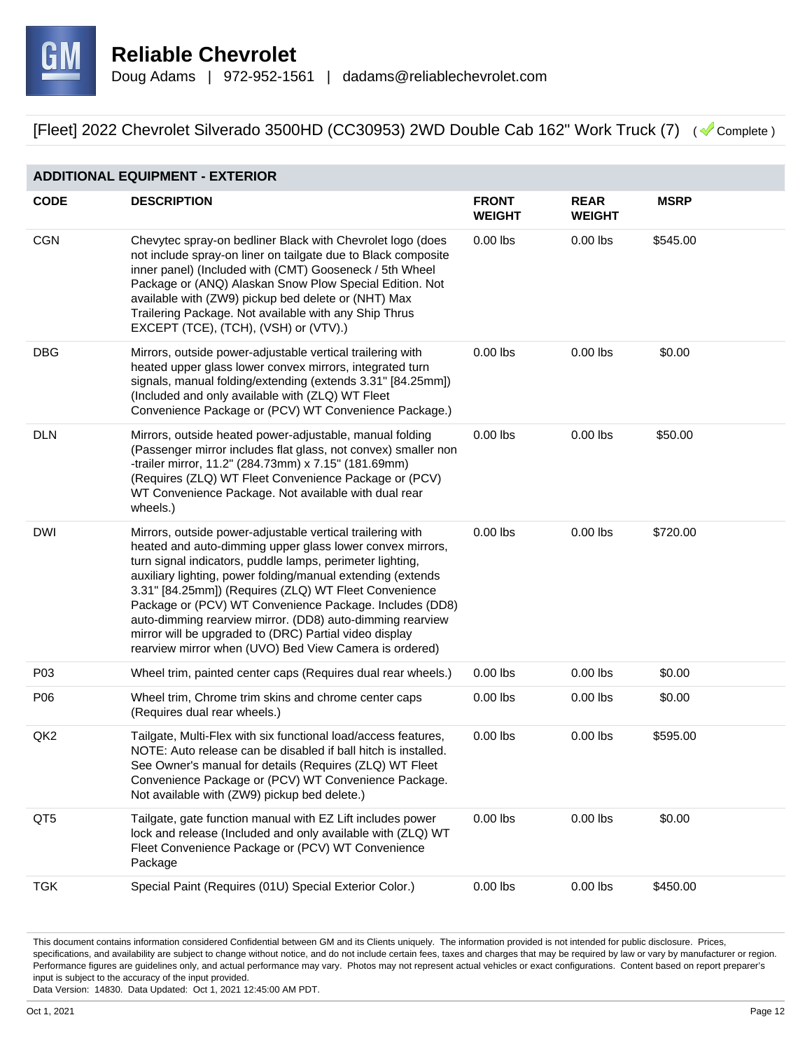# Reliable Chevrolet

Doug Adams | 972-952-1561 | dadams@reliablechevrolet.com

[Fleet] 2022 Chevrolet Silverado 3500HD (CC30953) 2WD Double Cab 162" Work Truck (7) ( Complete )

## ADDITIONAL EQUIPMENT - EXTERIOR

| CODE | DESCRIPTION | FRONT WEIGHT | REAR WEIGHT | MSRP |
|---|---|---|---|---|
| CGN | Chevytec spray-on bedliner Black with Chevrolet logo (does not include spray-on liner on tailgate due to Black composite inner panel) (Included with (CMT) Gooseneck / 5th Wheel Package or (ANQ) Alaskan Snow Plow Special Edition. Not available with (ZW9) pickup bed delete or (NHT) Max Trailering Package. Not available with any Ship Thrus EXCEPT (TCE), (TCH), (VSH) or (VTV).) | 0.00 lbs | 0.00 lbs | $545.00 |
| DBG | Mirrors, outside power-adjustable vertical trailering with heated upper glass lower convex mirrors, integrated turn signals, manual folding/extending (extends 3.31" [84.25mm]) (Included and only available with (ZLQ) WT Fleet Convenience Package or (PCV) WT Convenience Package.) | 0.00 lbs | 0.00 lbs | $0.00 |
| DLN | Mirrors, outside heated power-adjustable, manual folding (Passenger mirror includes flat glass, not convex) smaller non-trailer mirror, 11.2" (284.73mm) x 7.15" (181.69mm) (Requires (ZLQ) WT Fleet Convenience Package or (PCV) WT Convenience Package. Not available with dual rear wheels.) | 0.00 lbs | 0.00 lbs | $50.00 |
| DWI | Mirrors, outside power-adjustable vertical trailering with heated and auto-dimming upper glass lower convex mirrors, turn signal indicators, puddle lamps, perimeter lighting, auxiliary lighting, power folding/manual extending (extends 3.31" [84.25mm]) (Requires (ZLQ) WT Fleet Convenience Package or (PCV) WT Convenience Package. Includes (DD8) auto-dimming rearview mirror. (DD8) auto-dimming rearview mirror will be upgraded to (DRC) Partial video display rearview mirror when (UVO) Bed View Camera is ordered) | 0.00 lbs | 0.00 lbs | $720.00 |
| P03 | Wheel trim, painted center caps (Requires dual rear wheels.) | 0.00 lbs | 0.00 lbs | $0.00 |
| P06 | Wheel trim, Chrome trim skins and chrome center caps (Requires dual rear wheels.) | 0.00 lbs | 0.00 lbs | $0.00 |
| QK2 | Tailgate, Multi-Flex with six functional load/access features, NOTE: Auto release can be disabled if ball hitch is installed. See Owner's manual for details (Requires (ZLQ) WT Fleet Convenience Package or (PCV) WT Convenience Package. Not available with (ZW9) pickup bed delete.) | 0.00 lbs | 0.00 lbs | $595.00 |
| QT5 | Tailgate, gate function manual with EZ Lift includes power lock and release (Included and only available with (ZLQ) WT Fleet Convenience Package or (PCV) WT Convenience Package | 0.00 lbs | 0.00 lbs | $0.00 |
| TGK | Special Paint (Requires (01U) Special Exterior Color.) | 0.00 lbs | 0.00 lbs | $450.00 |

This document contains information considered Confidential between GM and its Clients uniquely. The information provided is not intended for public disclosure. Prices, specifications, and availability are subject to change without notice, and do not include certain fees, taxes and charges that may be required by law or vary by manufacturer or region. Performance figures are guidelines only, and actual performance may vary. Photos may not represent actual vehicles or exact configurations. Content based on report preparer's input is subject to the accuracy of the input provided.
Data Version: 14830. Data Updated: Oct 1, 2021 12:45:00 AM PDT.

Oct 1, 2021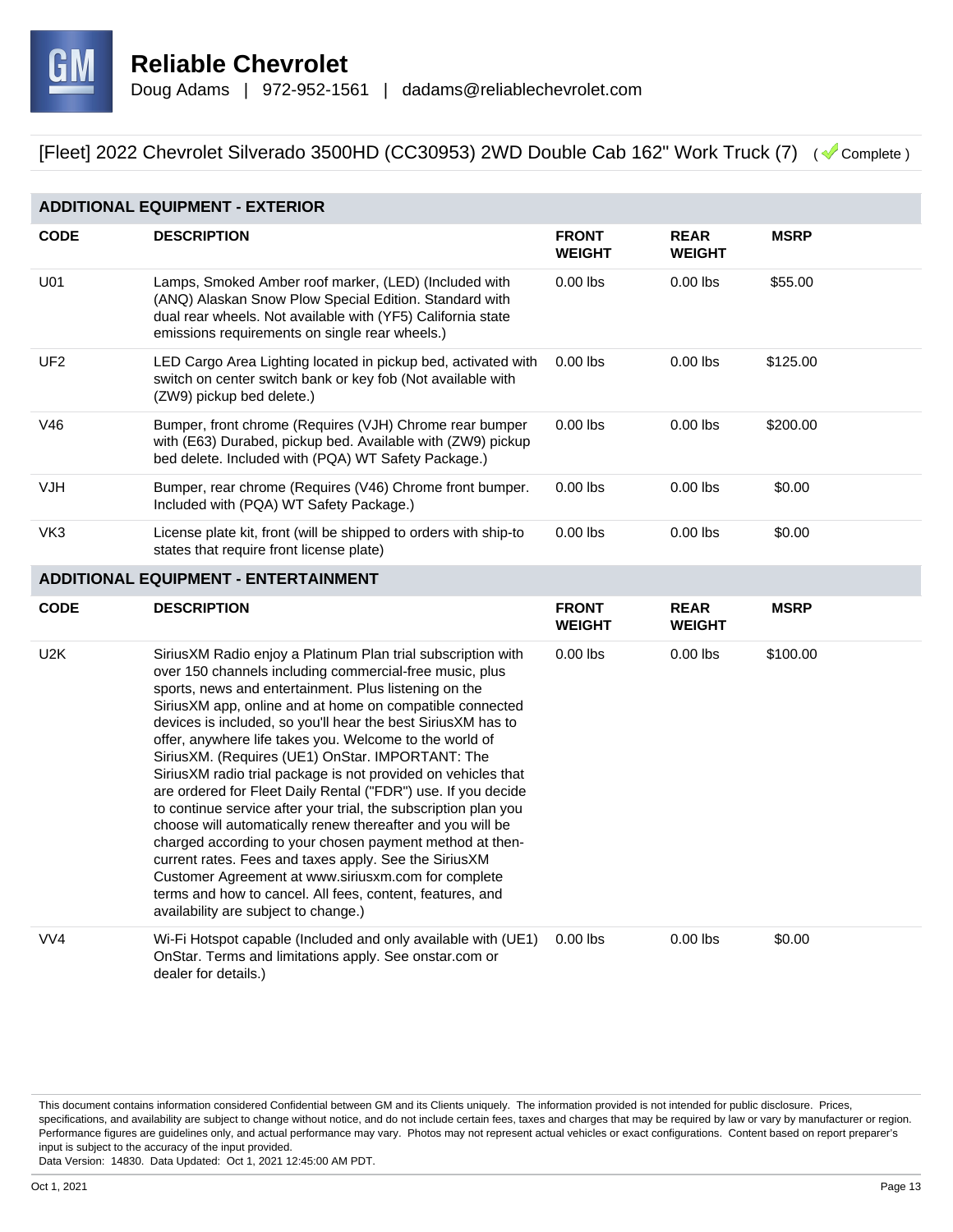# Reliable Chevrolet

Doug Adams | 972-952-1561 | dadams@reliablechevrolet.com

## [Fleet] 2022 Chevrolet Silverado 3500HD (CC30953) 2WD Double Cab 162" Work Truck (7) ( Complete )

### ADDITIONAL EQUIPMENT - EXTERIOR

| CODE | DESCRIPTION | FRONT WEIGHT | REAR WEIGHT | MSRP |
|---|---|---|---|---|
| U01 | Lamps, Smoked Amber roof marker, (LED) (Included with (ANQ) Alaskan Snow Plow Special Edition. Standard with dual rear wheels. Not available with (YF5) California state emissions requirements on single rear wheels.) | 0.00 lbs | 0.00 lbs | $55.00 |
| UF2 | LED Cargo Area Lighting located in pickup bed, activated with switch on center switch bank or key fob (Not available with (ZW9) pickup bed delete.) | 0.00 lbs | 0.00 lbs | $125.00 |
| V46 | Bumper, front chrome (Requires (VJH) Chrome rear bumper with (E63) Durabed, pickup bed. Available with (ZW9) pickup bed delete. Included with (PQA) WT Safety Package.) | 0.00 lbs | 0.00 lbs | $200.00 |
| VJH | Bumper, rear chrome (Requires (V46) Chrome front bumper. Included with (PQA) WT Safety Package.) | 0.00 lbs | 0.00 lbs | $0.00 |
| VK3 | License plate kit, front (will be shipped to orders with ship-to states that require front license plate) | 0.00 lbs | 0.00 lbs | $0.00 |

### ADDITIONAL EQUIPMENT - ENTERTAINMENT

| CODE | DESCRIPTION | FRONT WEIGHT | REAR WEIGHT | MSRP |
|---|---|---|---|---|
| U2K | SiriusXM Radio enjoy a Platinum Plan trial subscription with over 150 channels including commercial-free music, plus sports, news and entertainment. Plus listening on the SiriusXM app, online and at home on compatible connected devices is included, so you'll hear the best SiriusXM has to offer, anywhere life takes you. Welcome to the world of SiriusXM. (Requires (UE1) OnStar. IMPORTANT: The SiriusXM radio trial package is not provided on vehicles that are ordered for Fleet Daily Rental ("FDR") use. If you decide to continue service after your trial, the subscription plan you choose will automatically renew thereafter and you will be charged according to your chosen payment method at then-current rates. Fees and taxes apply. See the SiriusXM Customer Agreement at www.siriusxm.com for complete terms and how to cancel. All fees, content, features, and availability are subject to change.) | 0.00 lbs | 0.00 lbs | $100.00 |
| VV4 | Wi-Fi Hotspot capable (Included and only available with (UE1) OnStar. Terms and limitations apply. See onstar.com or dealer for details.) | 0.00 lbs | 0.00 lbs | $0.00 |

This document contains information considered Confidential between GM and its Clients uniquely. The information provided is not intended for public disclosure. Prices, specifications, and availability are subject to change without notice, and do not include certain fees, taxes and charges that may be required by law or vary by manufacturer or region. Performance figures are guidelines only, and actual performance may vary. Photos may not represent actual vehicles or exact configurations. Content based on report preparer's input is subject to the accuracy of the input provided.

Data Version: 14830. Data Updated: Oct 1, 2021 12:45:00 AM PDT.

Oct 1, 2021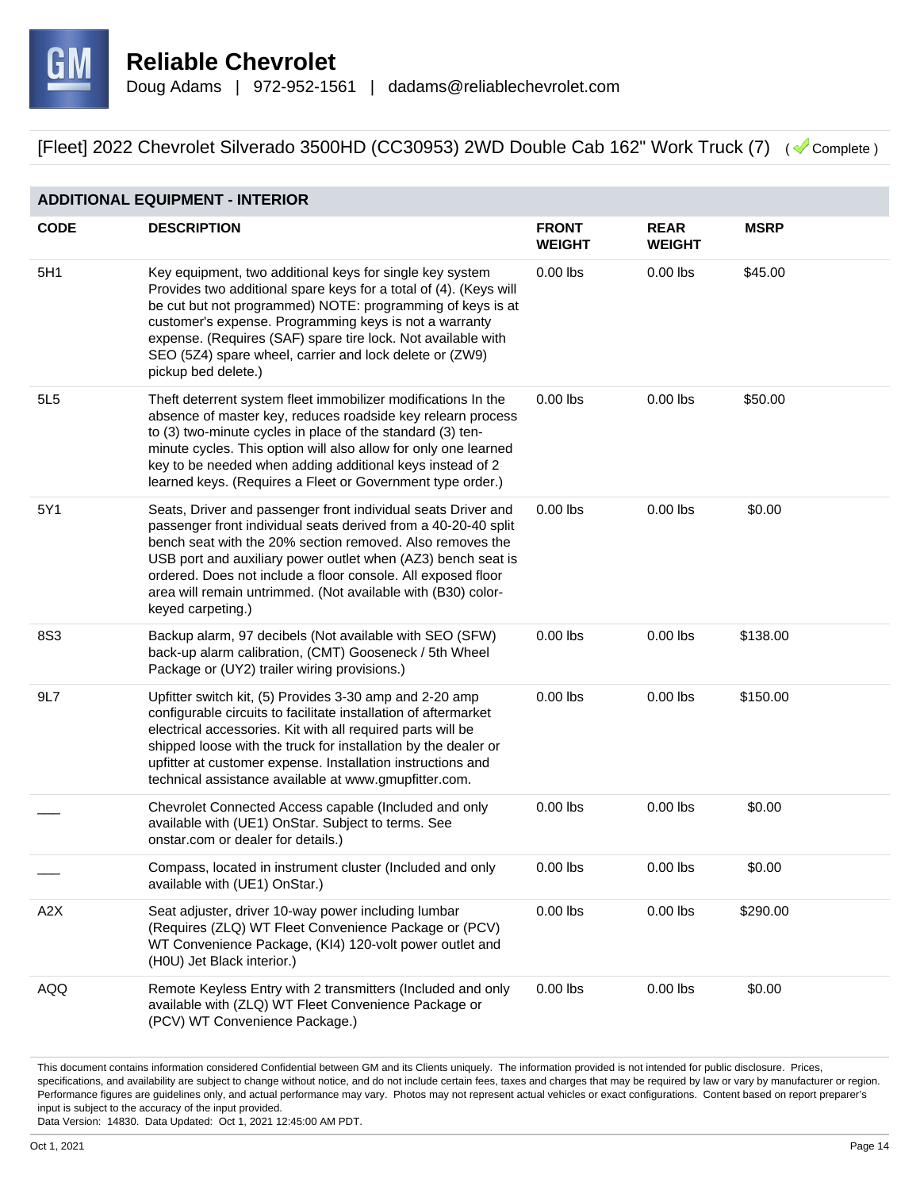# Reliable Chevrolet

Doug Adams | 972-952-1561 | dadams@reliablechevrolet.com

[Fleet] 2022 Chevrolet Silverado 3500HD (CC30953) 2WD Double Cab 162" Work Truck (7) ( Complete )

## ADDITIONAL EQUIPMENT - INTERIOR

| CODE | DESCRIPTION | FRONT WEIGHT | REAR WEIGHT | MSRP |
|---|---|---|---|---|
| 5H1 | Key equipment, two additional keys for single key system Provides two additional spare keys for a total of (4). (Keys will be cut but not programmed) NOTE: programming of keys is at customer's expense. Programming keys is not a warranty expense. (Requires (SAF) spare tire lock. Not available with SEO (5Z4) spare wheel, carrier and lock delete or (ZW9) pickup bed delete.) | 0.00 lbs | 0.00 lbs | $45.00 |
| 5L5 | Theft deterrent system fleet immobilizer modifications In the absence of master key, reduces roadside key relearn process to (3) two-minute cycles in place of the standard (3) ten-minute cycles. This option will also allow for only one learned key to be needed when adding additional keys instead of 2 learned keys. (Requires a Fleet or Government type order.) | 0.00 lbs | 0.00 lbs | $50.00 |
| 5Y1 | Seats, Driver and passenger front individual seats Driver and passenger front individual seats derived from a 40-20-40 split bench seat with the 20% section removed. Also removes the USB port and auxiliary power outlet when (AZ3) bench seat is ordered. Does not include a floor console. All exposed floor area will remain untrimmed. (Not available with (B30) color-keyed carpeting.) | 0.00 lbs | 0.00 lbs | $0.00 |
| 8S3 | Backup alarm, 97 decibels (Not available with SEO (SFW) back-up alarm calibration, (CMT) Gooseneck / 5th Wheel Package or (UY2) trailer wiring provisions.) | 0.00 lbs | 0.00 lbs | $138.00 |
| 9L7 | Upfitter switch kit, (5) Provides 3-30 amp and 2-20 amp configurable circuits to facilitate installation of aftermarket electrical accessories. Kit with all required parts will be shipped loose with the truck for installation by the dealer or upfitter at customer expense. Installation instructions and technical assistance available at www.gmupfitter.com. | 0.00 lbs | 0.00 lbs | $150.00 |
| ___ | Chevrolet Connected Access capable (Included and only available with (UE1) OnStar. Subject to terms. See onstar.com or dealer for details.) | 0.00 lbs | 0.00 lbs | $0.00 |
| ___ | Compass, located in instrument cluster (Included and only available with (UE1) OnStar.) | 0.00 lbs | 0.00 lbs | $0.00 |
| A2X | Seat adjuster, driver 10-way power including lumbar (Requires (ZLQ) WT Fleet Convenience Package or (PCV) WT Convenience Package, (KI4) 120-volt power outlet and (H0U) Jet Black interior.) | 0.00 lbs | 0.00 lbs | $290.00 |
| AQQ | Remote Keyless Entry with 2 transmitters (Included and only available with (ZLQ) WT Fleet Convenience Package or (PCV) WT Convenience Package.) | 0.00 lbs | 0.00 lbs | $0.00 |

This document contains information considered Confidential between GM and its Clients uniquely. The information provided is not intended for public disclosure. Prices, specifications, and availability are subject to change without notice, and do not include certain fees, taxes and charges that may be required by law or vary by manufacturer or region. Performance figures are guidelines only, and actual performance may vary. Photos may not represent actual vehicles or exact configurations. Content based on report preparer's input is subject to the accuracy of the input provided.
Data Version: 14830. Data Updated: Oct 1, 2021 12:45:00 AM PDT.

Oct 1, 2021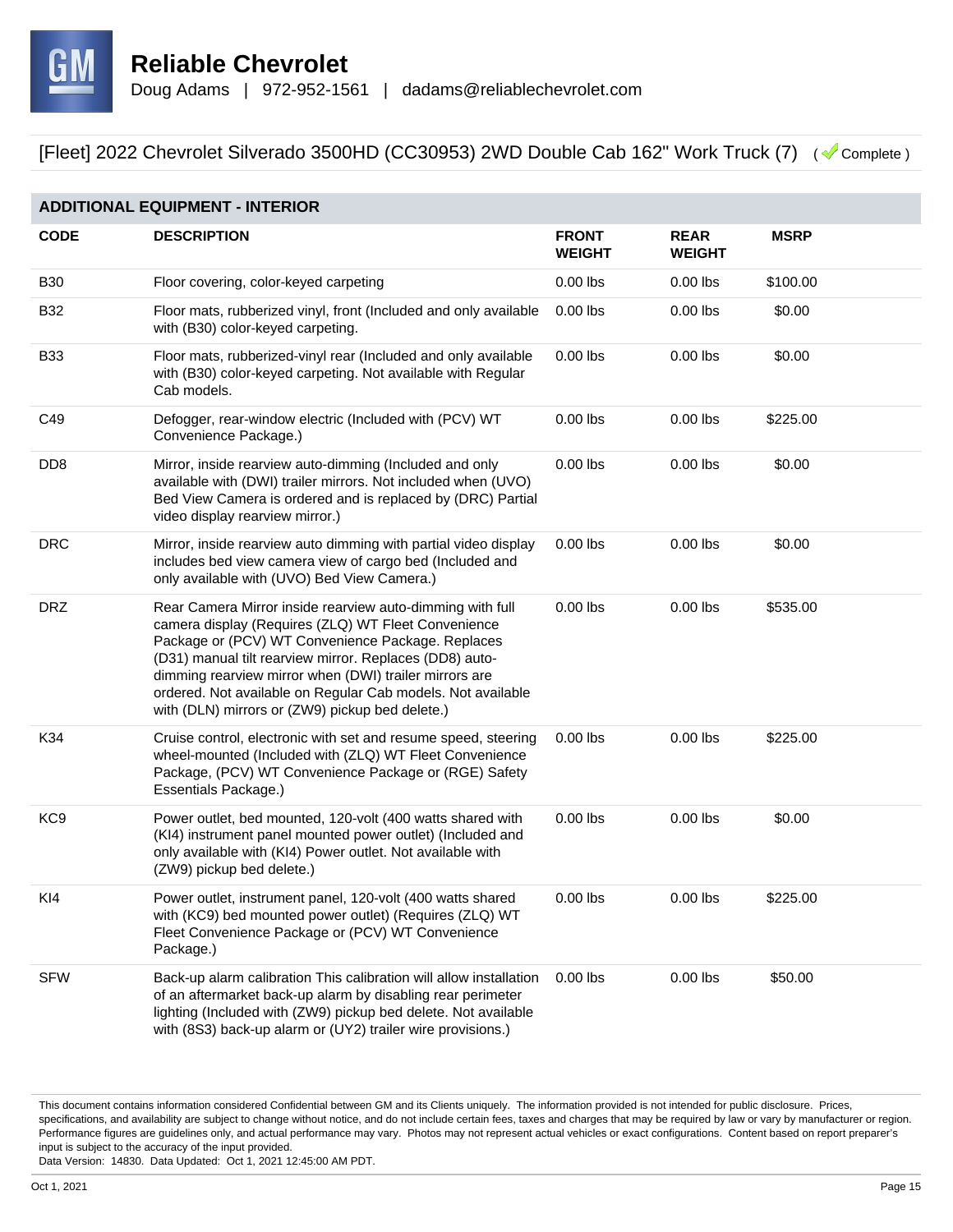## Reliable Chevrolet

Doug Adams | 972-952-1561 | dadams@reliablechevrolet.com

[Fleet] 2022 Chevrolet Silverado 3500HD (CC30953) 2WD Double Cab 162" Work Truck (7) ( Complete )

### ADDITIONAL EQUIPMENT - INTERIOR

| CODE | DESCRIPTION | FRONT WEIGHT | REAR WEIGHT | MSRP |
|---|---|---|---|---|
| B30 | Floor covering, color-keyed carpeting | 0.00 lbs | 0.00 lbs | $100.00 |
| B32 | Floor mats, rubberized vinyl, front (Included and only available with (B30) color-keyed carpeting. | 0.00 lbs | 0.00 lbs | $0.00 |
| B33 | Floor mats, rubberized-vinyl rear (Included and only available with (B30) color-keyed carpeting. Not available with Regular Cab models. | 0.00 lbs | 0.00 lbs | $0.00 |
| C49 | Defogger, rear-window electric (Included with (PCV) WT Convenience Package.) | 0.00 lbs | 0.00 lbs | $225.00 |
| DD8 | Mirror, inside rearview auto-dimming (Included and only available with (DWI) trailer mirrors. Not included when (UVO) Bed View Camera is ordered and is replaced by (DRC) Partial video display rearview mirror.) | 0.00 lbs | 0.00 lbs | $0.00 |
| DRC | Mirror, inside rearview auto dimming with partial video display includes bed view camera view of cargo bed (Included and only available with (UVO) Bed View Camera.) | 0.00 lbs | 0.00 lbs | $0.00 |
| DRZ | Rear Camera Mirror inside rearview auto-dimming with full camera display (Requires (ZLQ) WT Fleet Convenience Package or (PCV) WT Convenience Package. Replaces (D31) manual tilt rearview mirror. Replaces (DD8) auto-dimming rearview mirror when (DWI) trailer mirrors are ordered. Not available on Regular Cab models. Not available with (DLN) mirrors or (ZW9) pickup bed delete.) | 0.00 lbs | 0.00 lbs | $535.00 |
| K34 | Cruise control, electronic with set and resume speed, steering wheel-mounted (Included with (ZLQ) WT Fleet Convenience Package, (PCV) WT Convenience Package or (RGE) Safety Essentials Package.) | 0.00 lbs | 0.00 lbs | $225.00 |
| KC9 | Power outlet, bed mounted, 120-volt (400 watts shared with (KI4) instrument panel mounted power outlet) (Included and only available with (KI4) Power outlet. Not available with (ZW9) pickup bed delete.) | 0.00 lbs | 0.00 lbs | $0.00 |
| KI4 | Power outlet, instrument panel, 120-volt (400 watts shared with (KC9) bed mounted power outlet) (Requires (ZLQ) WT Fleet Convenience Package or (PCV) WT Convenience Package.) | 0.00 lbs | 0.00 lbs | $225.00 |
| SFW | Back-up alarm calibration This calibration will allow installation of an aftermarket back-up alarm by disabling rear perimeter lighting (Included with (ZW9) pickup bed delete. Not available with (8S3) back-up alarm or (UY2) trailer wire provisions.) | 0.00 lbs | 0.00 lbs | $50.00 |

This document contains information considered Confidential between GM and its Clients uniquely. The information provided is not intended for public disclosure. Prices, specifications, and availability are subject to change without notice, and do not include certain fees, taxes and charges that may be required by law or vary by manufacturer or region. Performance figures are guidelines only, and actual performance may vary. Photos may not represent actual vehicles or exact configurations. Content based on report preparer's input is subject to the accuracy of the input provided.
Data Version: 14830. Data Updated: Oct 1, 2021 12:45:00 AM PDT.

Oct 1, 2021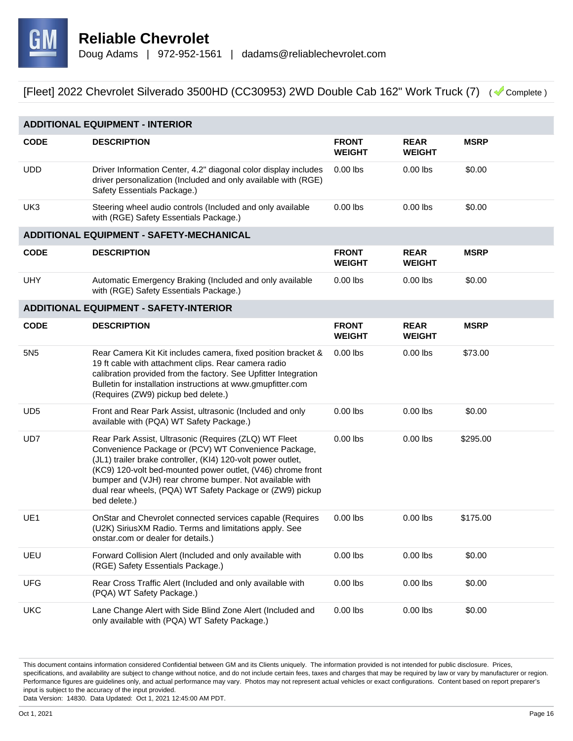# Reliable Chevrolet

Doug Adams | 972-952-1561 | dadams@reliablechevrolet.com

## [Fleet] 2022 Chevrolet Silverado 3500HD (CC30953) 2WD Double Cab 162" Work Truck (7) ( Complete )

### ADDITIONAL EQUIPMENT - INTERIOR

| CODE | DESCRIPTION | FRONT WEIGHT | REAR WEIGHT | MSRP |
|---|---|---|---|---|
| UDD | Driver Information Center, 4.2" diagonal color display includes driver personalization (Included and only available with (RGE) Safety Essentials Package.) | 0.00 lbs | 0.00 lbs | $0.00 |
| UK3 | Steering wheel audio controls (Included and only available with (RGE) Safety Essentials Package.) | 0.00 lbs | 0.00 lbs | $0.00 |

### ADDITIONAL EQUIPMENT - SAFETY-MECHANICAL

| CODE | DESCRIPTION | FRONT WEIGHT | REAR WEIGHT | MSRP |
|---|---|---|---|---|
| UHY | Automatic Emergency Braking (Included and only available with (RGE) Safety Essentials Package.) | 0.00 lbs | 0.00 lbs | $0.00 |

### ADDITIONAL EQUIPMENT - SAFETY-INTERIOR

| CODE | DESCRIPTION | FRONT WEIGHT | REAR WEIGHT | MSRP |
|---|---|---|---|---|
| 5N5 | Rear Camera Kit Kit includes camera, fixed position bracket & 19 ft cable with attachment clips. Rear camera radio calibration provided from the factory. See Upfitter Integration Bulletin for installation instructions at www.gmupfitter.com (Requires (ZW9) pickup bed delete.) | 0.00 lbs | 0.00 lbs | $73.00 |
| UD5 | Front and Rear Park Assist, ultrasonic (Included and only available with (PQA) WT Safety Package.) | 0.00 lbs | 0.00 lbs | $0.00 |
| UD7 | Rear Park Assist, Ultrasonic (Requires (ZLQ) WT Fleet Convenience Package or (PCV) WT Convenience Package, (JL1) trailer brake controller, (KI4) 120-volt power outlet, (KC9) 120-volt bed-mounted power outlet, (V46) chrome front bumper and (VJH) rear chrome bumper. Not available with dual rear wheels, (PQA) WT Safety Package or (ZW9) pickup bed delete.) | 0.00 lbs | 0.00 lbs | $295.00 |
| UE1 | OnStar and Chevrolet connected services capable (Requires (U2K) SiriusXM Radio. Terms and limitations apply. See onstar.com or dealer for details.) | 0.00 lbs | 0.00 lbs | $175.00 |
| UEU | Forward Collision Alert (Included and only available with (RGE) Safety Essentials Package.) | 0.00 lbs | 0.00 lbs | $0.00 |
| UFG | Rear Cross Traffic Alert (Included and only available with (PQA) WT Safety Package.) | 0.00 lbs | 0.00 lbs | $0.00 |
| UKC | Lane Change Alert with Side Blind Zone Alert (Included and only available with (PQA) WT Safety Package.) | 0.00 lbs | 0.00 lbs | $0.00 |

This document contains information considered Confidential between GM and its Clients uniquely. The information provided is not intended for public disclosure. Prices, specifications, and availability are subject to change without notice, and do not include certain fees, taxes and charges that may be required by law or vary by manufacturer or region. Performance figures are guidelines only, and actual performance may vary. Photos may not represent actual vehicles or exact configurations. Content based on report preparer's input is subject to the accuracy of the input provided.
Data Version: 14830. Data Updated: Oct 1, 2021 12:45:00 AM PDT.

Oct 1, 2021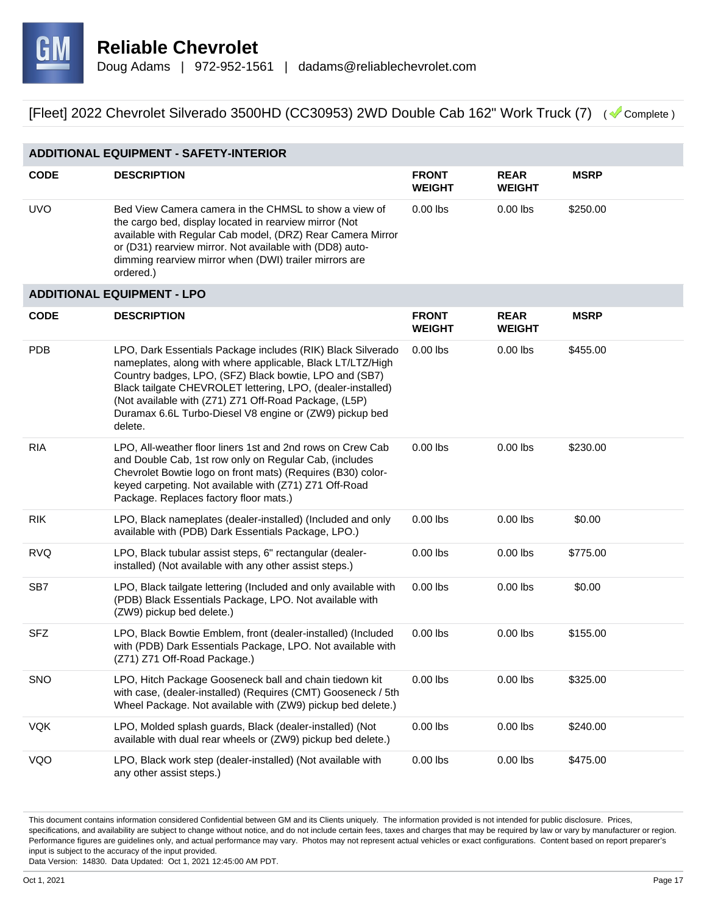# Reliable Chevrolet

Doug Adams | 972-952-1561 | dadams@reliablechevrolet.com

[Fleet] 2022 Chevrolet Silverado 3500HD (CC30953) 2WD Double Cab 162" Work Truck (7) ( Complete )

## ADDITIONAL EQUIPMENT - SAFETY-INTERIOR

| CODE | DESCRIPTION | FRONT WEIGHT | REAR WEIGHT | MSRP |
|---|---|---|---|---|
| UVO | Bed View Camera camera in the CHMSL to show a view of the cargo bed, display located in rearview mirror (Not available with Regular Cab model, (DRZ) Rear Camera Mirror or (D31) rearview mirror. Not available with (DD8) auto-dimming rearview mirror when (DWI) trailer mirrors are ordered.) | 0.00 lbs | 0.00 lbs | $250.00 |

## ADDITIONAL EQUIPMENT - LPO

| CODE | DESCRIPTION | FRONT WEIGHT | REAR WEIGHT | MSRP |
|---|---|---|---|---|
| PDB | LPO, Dark Essentials Package includes (RIK) Black Silverado nameplates, along with where applicable, Black LT/LTZ/High Country badges, LPO, (SFZ) Black bowtie, LPO and (SB7) Black tailgate CHEVROLET lettering, LPO, (dealer-installed) (Not available with (Z71) Z71 Off-Road Package, (L5P) Duramax 6.6L Turbo-Diesel V8 engine or (ZW9) pickup bed delete. | 0.00 lbs | 0.00 lbs | $455.00 |
| RIA | LPO, All-weather floor liners 1st and 2nd rows on Crew Cab and Double Cab, 1st row only on Regular Cab, (includes Chevrolet Bowtie logo on front mats) (Requires (B30) color-keyed carpeting. Not available with (Z71) Z71 Off-Road Package. Replaces factory floor mats.) | 0.00 lbs | 0.00 lbs | $230.00 |
| RIK | LPO, Black nameplates (dealer-installed) (Included and only available with (PDB) Dark Essentials Package, LPO.) | 0.00 lbs | 0.00 lbs | $0.00 |
| RVQ | LPO, Black tubular assist steps, 6" rectangular (dealer-installed) (Not available with any other assist steps.) | 0.00 lbs | 0.00 lbs | $775.00 |
| SB7 | LPO, Black tailgate lettering (Included and only available with (PDB) Black Essentials Package, LPO. Not available with (ZW9) pickup bed delete.) | 0.00 lbs | 0.00 lbs | $0.00 |
| SFZ | LPO, Black Bowtie Emblem, front (dealer-installed) (Included with (PDB) Dark Essentials Package, LPO. Not available with (Z71) Z71 Off-Road Package.) | 0.00 lbs | 0.00 lbs | $155.00 |
| SNO | LPO, Hitch Package Gooseneck ball and chain tiedown kit with case, (dealer-installed) (Requires (CMT) Gooseneck / 5th Wheel Package. Not available with (ZW9) pickup bed delete.) | 0.00 lbs | 0.00 lbs | $325.00 |
| VQK | LPO, Molded splash guards, Black (dealer-installed) (Not available with dual rear wheels or (ZW9) pickup bed delete.) | 0.00 lbs | 0.00 lbs | $240.00 |
| VQO | LPO, Black work step (dealer-installed) (Not available with any other assist steps.) | 0.00 lbs | 0.00 lbs | $475.00 |

This document contains information considered Confidential between GM and its Clients uniquely. The information provided is not intended for public disclosure. Prices, specifications, and availability are subject to change without notice, and do not include certain fees, taxes and charges that may be required by law or vary by manufacturer or region. Performance figures are guidelines only, and actual performance may vary. Photos may not represent actual vehicles or exact configurations. Content based on report preparer's input is subject to the accuracy of the input provided.
Data Version: 14830. Data Updated: Oct 1, 2021 12:45:00 AM PDT.

Oct 1, 2021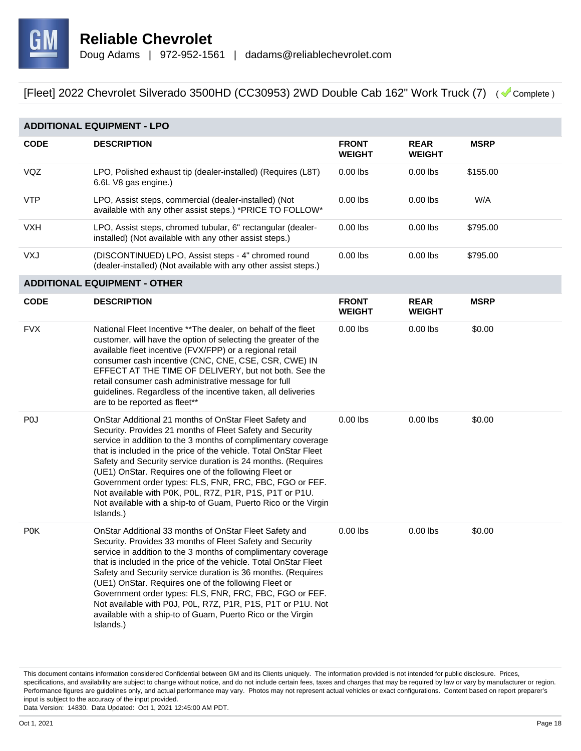# Reliable Chevrolet

Doug Adams | 972-952-1561 | dadams@reliablechevrolet.com

[Fleet] 2022 Chevrolet Silverado 3500HD (CC30953) 2WD Double Cab 162" Work Truck (7) ( Complete )

## ADDITIONAL EQUIPMENT - LPO

| CODE | DESCRIPTION | FRONT WEIGHT | REAR WEIGHT | MSRP |
|---|---|---|---|---|
| VQZ | LPO, Polished exhaust tip (dealer-installed) (Requires (L8T) 6.6L V8 gas engine.) | 0.00 lbs | 0.00 lbs | $155.00 |
| VTP | LPO, Assist steps, commercial (dealer-installed) (Not available with any other assist steps.) *PRICE TO FOLLOW* | 0.00 lbs | 0.00 lbs | W/A |
| VXH | LPO, Assist steps, chromed tubular, 6" rectangular (dealer-installed) (Not available with any other assist steps.) | 0.00 lbs | 0.00 lbs | $795.00 |
| VXJ | (DISCONTINUED) LPO, Assist steps - 4" chromed round (dealer-installed) (Not available with any other assist steps.) | 0.00 lbs | 0.00 lbs | $795.00 |

## ADDITIONAL EQUIPMENT - OTHER

| CODE | DESCRIPTION | FRONT WEIGHT | REAR WEIGHT | MSRP |
|---|---|---|---|---|
| FVX | National Fleet Incentive **The dealer, on behalf of the fleet customer, will have the option of selecting the greater of the available fleet incentive (FVX/FPP) or a regional retail consumer cash incentive (CNC, CNE, CSE, CSR, CWE) IN EFFECT AT THE TIME OF DELIVERY, but not both. See the retail consumer cash administrative message for full guidelines. Regardless of the incentive taken, all deliveries are to be reported as fleet** | 0.00 lbs | 0.00 lbs | $0.00 |
| P0J | OnStar Additional 21 months of OnStar Fleet Safety and Security. Provides 21 months of Fleet Safety and Security service in addition to the 3 months of complimentary coverage that is included in the price of the vehicle. Total OnStar Fleet Safety and Security service duration is 24 months. (Requires (UE1) OnStar. Requires one of the following Fleet or Government order types: FLS, FNR, FRC, FBC, FGO or FEF. Not available with P0K, P0L, R7Z, P1R, P1S, P1T or P1U. Not available with a ship-to of Guam, Puerto Rico or the Virgin Islands.) | 0.00 lbs | 0.00 lbs | $0.00 |
| P0K | OnStar Additional 33 months of OnStar Fleet Safety and Security. Provides 33 months of Fleet Safety and Security service in addition to the 3 months of complimentary coverage that is included in the price of the vehicle. Total OnStar Fleet Safety and Security service duration is 36 months. (Requires (UE1) OnStar. Requires one of the following Fleet or Government order types: FLS, FNR, FRC, FBC, FGO or FEF. Not available with P0J, P0L, R7Z, P1R, P1S, P1T or P1U. Not available with a ship-to of Guam, Puerto Rico or the Virgin Islands.) | 0.00 lbs | 0.00 lbs | $0.00 |

This document contains information considered Confidential between GM and its Clients uniquely. The information provided is not intended for public disclosure. Prices, specifications, and availability are subject to change without notice, and do not include certain fees, taxes and charges that may be required by law or vary by manufacturer or region. Performance figures are guidelines only, and actual performance may vary. Photos may not represent actual vehicles or exact configurations. Content based on report preparer's input is subject to the accuracy of the input provided.
Data Version: 14830. Data Updated: Oct 1, 2021 12:45:00 AM PDT.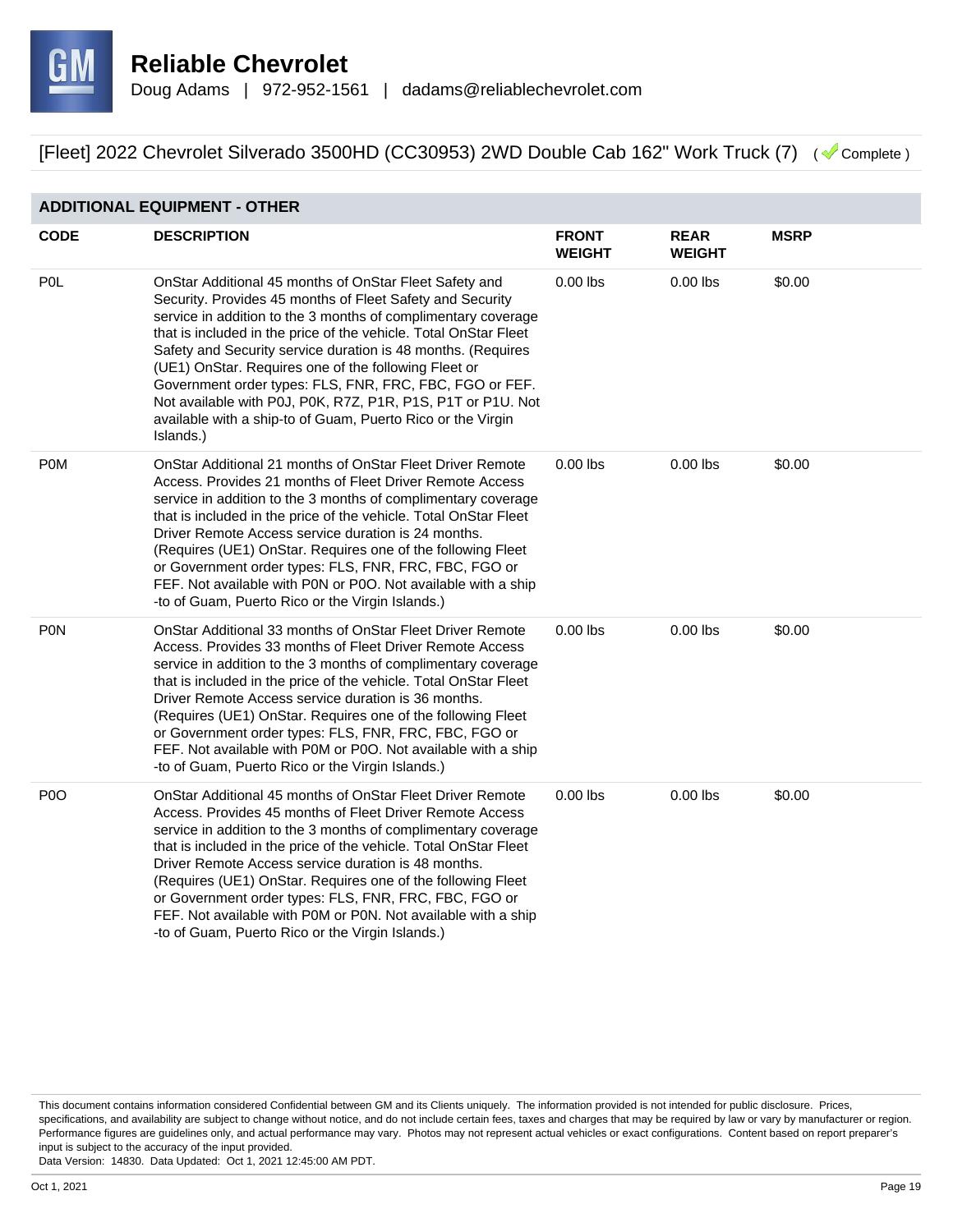# Reliable Chevrolet

Doug Adams | 972-952-1561 | dadams@reliablechevrolet.com

## [Fleet] 2022 Chevrolet Silverado 3500HD (CC30953) 2WD Double Cab 162" Work Truck (7) ( Complete )

### ADDITIONAL EQUIPMENT - OTHER

| CODE | DESCRIPTION | FRONT WEIGHT | REAR WEIGHT | MSRP |
|---|---|---|---|---|
| P0L | OnStar Additional 45 months of OnStar Fleet Safety and Security. Provides 45 months of Fleet Safety and Security service in addition to the 3 months of complimentary coverage that is included in the price of the vehicle. Total OnStar Fleet Safety and Security service duration is 48 months. (Requires (UE1) OnStar. Requires one of the following Fleet or Government order types: FLS, FNR, FRC, FBC, FGO or FEF. Not available with P0J, P0K, R7Z, P1R, P1S, P1T or P1U. Not available with a ship-to of Guam, Puerto Rico or the Virgin Islands.) | 0.00 lbs | 0.00 lbs | $0.00 |
| P0M | OnStar Additional 21 months of OnStar Fleet Driver Remote Access. Provides 21 months of Fleet Driver Remote Access service in addition to the 3 months of complimentary coverage that is included in the price of the vehicle. Total OnStar Fleet Driver Remote Access service duration is 24 months. (Requires (UE1) OnStar. Requires one of the following Fleet or Government order types: FLS, FNR, FRC, FBC, FGO or FEF. Not available with P0N or P0O. Not available with a ship -to of Guam, Puerto Rico or the Virgin Islands.) | 0.00 lbs | 0.00 lbs | $0.00 |
| P0N | OnStar Additional 33 months of OnStar Fleet Driver Remote Access. Provides 33 months of Fleet Driver Remote Access service in addition to the 3 months of complimentary coverage that is included in the price of the vehicle. Total OnStar Fleet Driver Remote Access service duration is 36 months. (Requires (UE1) OnStar. Requires one of the following Fleet or Government order types: FLS, FNR, FRC, FBC, FGO or FEF. Not available with P0M or P0O. Not available with a ship -to of Guam, Puerto Rico or the Virgin Islands.) | 0.00 lbs | 0.00 lbs | $0.00 |
| P0O | OnStar Additional 45 months of OnStar Fleet Driver Remote Access. Provides 45 months of Fleet Driver Remote Access service in addition to the 3 months of complimentary coverage that is included in the price of the vehicle. Total OnStar Fleet Driver Remote Access service duration is 48 months. (Requires (UE1) OnStar. Requires one of the following Fleet or Government order types: FLS, FNR, FRC, FBC, FGO or FEF. Not available with P0M or P0N. Not available with a ship -to of Guam, Puerto Rico or the Virgin Islands.) | 0.00 lbs | 0.00 lbs | $0.00 |

This document contains information considered Confidential between GM and its Clients uniquely. The information provided is not intended for public disclosure. Prices, specifications, and availability are subject to change without notice, and do not include certain fees, taxes and charges that may be required by law or vary by manufacturer or region. Performance figures are guidelines only, and actual performance may vary. Photos may not represent actual vehicles or exact configurations. Content based on report preparer's input is subject to the accuracy of the input provided.
Data Version: 14830. Data Updated: Oct 1, 2021 12:45:00 AM PDT.

Oct 1, 2021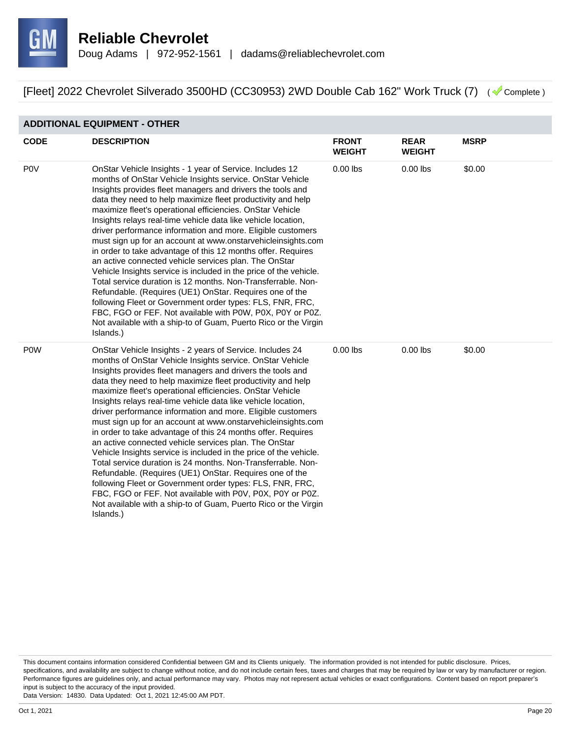**Reliable Chevrolet**

Doug Adams | 972-952-1561 | dadams@reliablechevrolet.com

[Fleet] 2022 Chevrolet Silverado 3500HD (CC30953) 2WD Double Cab 162" Work Truck (7) ( Complete )

## ADDITIONAL EQUIPMENT - OTHER

| CODE | DESCRIPTION | FRONT WEIGHT | REAR WEIGHT | MSRP |
|---|---|---|---|---|
| P0V | OnStar Vehicle Insights - 1 year of Service. Includes 12 months of OnStar Vehicle Insights service. OnStar Vehicle Insights provides fleet managers and drivers the tools and data they need to help maximize fleet productivity and help maximize fleet's operational efficiencies. OnStar Vehicle Insights relays real-time vehicle data like vehicle location, driver performance information and more. Eligible customers must sign up for an account at www.onstarvehicleinsights.com in order to take advantage of this 12 months offer. Requires an active connected vehicle services plan. The OnStar Vehicle Insights service is included in the price of the vehicle. Total service duration is 12 months. Non-Transferrable. Non-Refundable. (Requires (UE1) OnStar. Requires one of the following Fleet or Government order types: FLS, FNR, FRC, FBC, FGO or FEF. Not available with P0W, P0X, P0Y or P0Z. Not available with a ship-to of Guam, Puerto Rico or the Virgin Islands.) | 0.00 lbs | 0.00 lbs | $0.00 |
| P0W | OnStar Vehicle Insights - 2 years of Service. Includes 24 months of OnStar Vehicle Insights service. OnStar Vehicle Insights provides fleet managers and drivers the tools and data they need to help maximize fleet productivity and help maximize fleet's operational efficiencies. OnStar Vehicle Insights relays real-time vehicle data like vehicle location, driver performance information and more. Eligible customers must sign up for an account at www.onstarvehicleinsights.com in order to take advantage of this 24 months offer. Requires an active connected vehicle services plan. The OnStar Vehicle Insights service is included in the price of the vehicle. Total service duration is 24 months. Non-Transferrable. Non-Refundable. (Requires (UE1) OnStar. Requires one of the following Fleet or Government order types: FLS, FNR, FRC, FBC, FGO or FEF. Not available with P0V, P0X, P0Y or P0Z. Not available with a ship-to of Guam, Puerto Rico or the Virgin Islands.) | 0.00 lbs | 0.00 lbs | $0.00 |

This document contains information considered Confidential between GM and its Clients uniquely. The information provided is not intended for public disclosure. Prices, specifications, and availability are subject to change without notice, and do not include certain fees, taxes and charges that may be required by law or vary by manufacturer or region. Performance figures are guidelines only, and actual performance may vary. Photos may not represent actual vehicles or exact configurations. Content based on report preparer's input is subject to the accuracy of the input provided.
Data Version: 14830. Data Updated: Oct 1, 2021 12:45:00 AM PDT.

Oct 1, 2021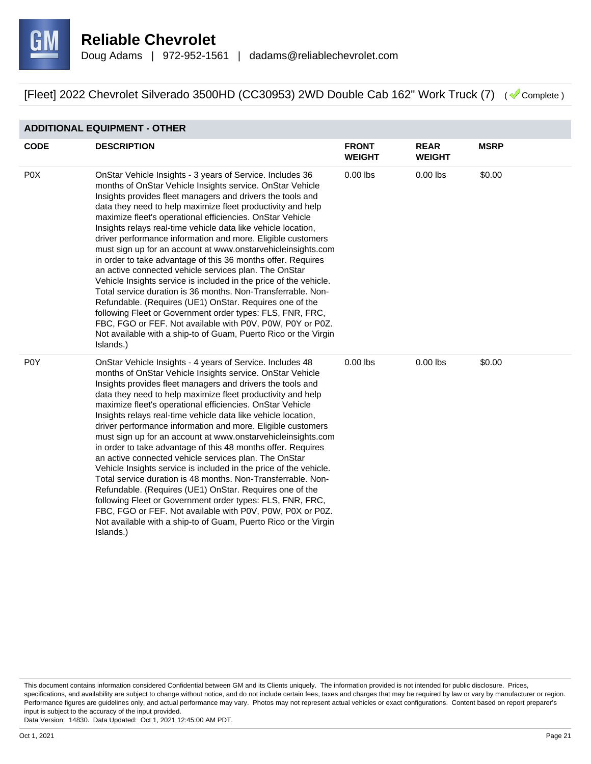## ADDITIONAL EQUIPMENT - OTHER

| CODE | DESCRIPTION | FRONT WEIGHT | REAR WEIGHT | MSRP |
| --- | --- | --- | --- | --- |
| P0X | OnStar Vehicle Insights - 3 years of Service. Includes 36 months of OnStar Vehicle Insights service. OnStar Vehicle Insights provides fleet managers and drivers the tools and data they need to help maximize fleet productivity and help maximize fleet's operational efficiencies. OnStar Vehicle Insights relays real-time vehicle data like vehicle location, driver performance information and more. Eligible customers must sign up for an account at www.onstarvehicleinsights.com in order to take advantage of this 36 months offer. Requires an active connected vehicle services plan. The OnStar Vehicle Insights service is included in the price of the vehicle. Total service duration is 36 months. Non-Transferrable. Non-Refundable. (Requires (UE1) OnStar. Requires one of the following Fleet or Government order types: FLS, FNR, FRC, FBC, FGO or FEF. Not available with P0V, P0W, P0Y or P0Z. Not available with a ship-to of Guam, Puerto Rico or the Virgin Islands.) | 0.00 lbs | 0.00 lbs | $0.00 |
| P0Y | OnStar Vehicle Insights - 4 years of Service. Includes 48 months of OnStar Vehicle Insights service. OnStar Vehicle Insights provides fleet managers and drivers the tools and data they need to help maximize fleet productivity and help maximize fleet's operational efficiencies. OnStar Vehicle Insights relays real-time vehicle data like vehicle location, driver performance information and more. Eligible customers must sign up for an account at www.onstarvehicleinsights.com in order to take advantage of this 48 months offer. Requires an active connected vehicle services plan. The OnStar Vehicle Insights service is included in the price of the vehicle. Total service duration is 48 months. Non-Transferrable. Non-Refundable. (Requires (UE1) OnStar. Requires one of the following Fleet or Government order types: FLS, FNR, FRC, FBC, FGO or FEF. Not available with P0V, P0W, P0X or P0Z. Not available with a ship-to of Guam, Puerto Rico or the Virgin Islands.) | 0.00 lbs | 0.00 lbs | $0.00 |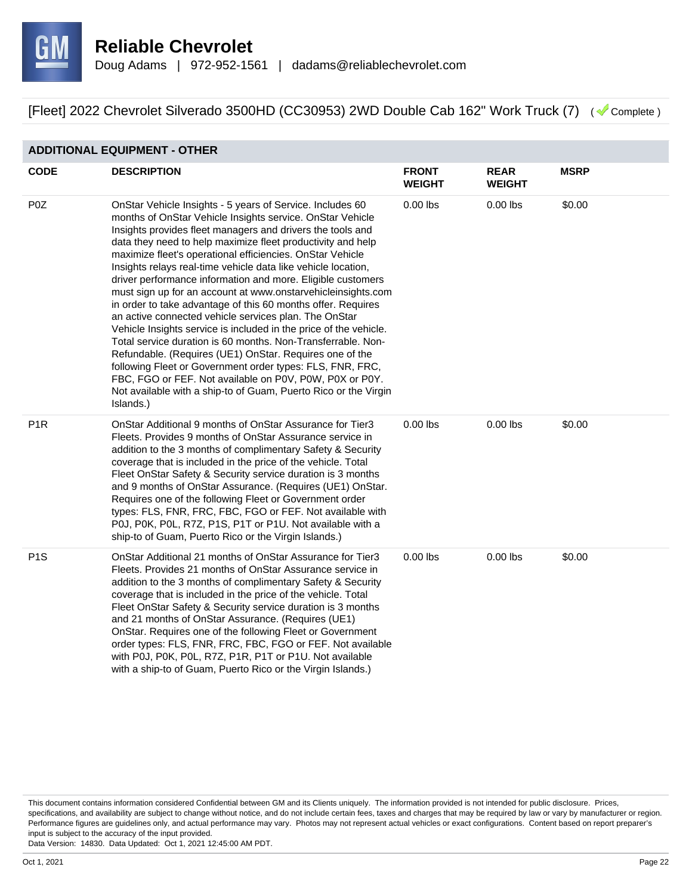# Reliable Chevrolet

Doug Adams | 972-952-1561 | dadams@reliablechevrolet.com

[Fleet] 2022 Chevrolet Silverado 3500HD (CC30953) 2WD Double Cab 162" Work Truck (7) ( Complete )

## ADDITIONAL EQUIPMENT - OTHER

| CODE | DESCRIPTION | FRONT WEIGHT | REAR WEIGHT | MSRP |
|---|---|---|---|---|
| P0Z | OnStar Vehicle Insights - 5 years of Service. Includes 60 months of OnStar Vehicle Insights service. OnStar Vehicle Insights provides fleet managers and drivers the tools and data they need to help maximize fleet productivity and help maximize fleet's operational efficiencies. OnStar Vehicle Insights relays real-time vehicle data like vehicle location, driver performance information and more. Eligible customers must sign up for an account at www.onstarvehicleinsights.com in order to take advantage of this 60 months offer. Requires an active connected vehicle services plan. The OnStar Vehicle Insights service is included in the price of the vehicle. Total service duration is 60 months. Non-Transferrable. Non-Refundable. (Requires (UE1) OnStar. Requires one of the following Fleet or Government order types: FLS, FNR, FRC, FBC, FGO or FEF. Not available on P0V, P0W, P0X or P0Y. Not available with a ship-to of Guam, Puerto Rico or the Virgin Islands.) | 0.00 lbs | 0.00 lbs | $0.00 |
| P1R | OnStar Additional 9 months of OnStar Assurance for Tier3 Fleets. Provides 9 months of OnStar Assurance service in addition to the 3 months of complimentary Safety & Security coverage that is included in the price of the vehicle. Total Fleet OnStar Safety & Security service duration is 3 months and 9 months of OnStar Assurance. (Requires (UE1) OnStar. Requires one of the following Fleet or Government order types: FLS, FNR, FRC, FBC, FGO or FEF. Not available with P0J, P0K, P0L, R7Z, P1S, P1T or P1U. Not available with a ship-to of Guam, Puerto Rico or the Virgin Islands.) | 0.00 lbs | 0.00 lbs | $0.00 |
| P1S | OnStar Additional 21 months of OnStar Assurance for Tier3 Fleets. Provides 21 months of OnStar Assurance service in addition to the 3 months of complimentary Safety & Security coverage that is included in the price of the vehicle. Total Fleet OnStar Safety & Security service duration is 3 months and 21 months of OnStar Assurance. (Requires (UE1) OnStar. Requires one of the following Fleet or Government order types: FLS, FNR, FRC, FBC, FGO or FEF. Not available with P0J, P0K, P0L, R7Z, P1R, P1T or P1U. Not available with a ship-to of Guam, Puerto Rico or the Virgin Islands.) | 0.00 lbs | 0.00 lbs | $0.00 |

This document contains information considered Confidential between GM and its Clients uniquely. The information provided is not intended for public disclosure. Prices, specifications, and availability are subject to change without notice, and do not include certain fees, taxes and charges that may be required by law or vary by manufacturer or region. Performance figures are guidelines only, and actual performance may vary. Photos may not represent actual vehicles or exact configurations. Content based on report preparer's input is subject to the accuracy of the input provided.
Data Version: 14830. Data Updated: Oct 1, 2021 12:45:00 AM PDT.

Oct 1, 2021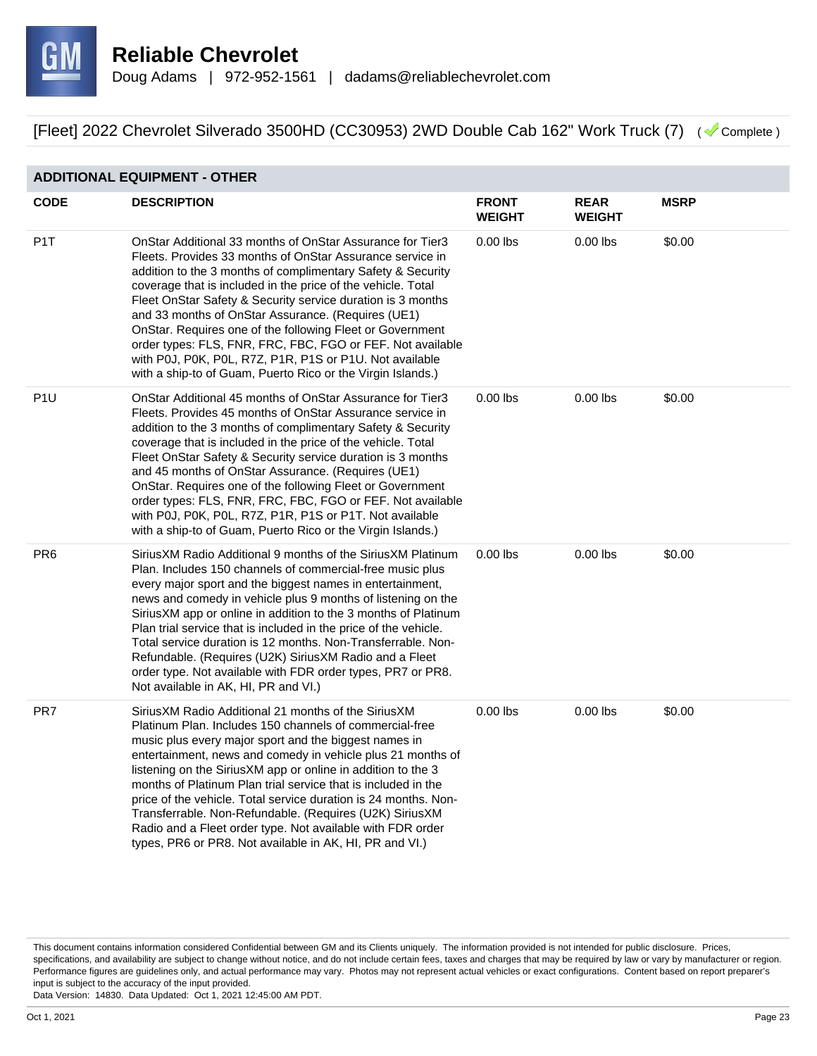# Reliable Chevrolet

Doug Adams | 972-952-1561 | dadams@reliablechevrolet.com

## [Fleet] 2022 Chevrolet Silverado 3500HD (CC30953) 2WD Double Cab 162" Work Truck (7) ( Complete )

### ADDITIONAL EQUIPMENT - OTHER

| CODE | DESCRIPTION | FRONT WEIGHT | REAR WEIGHT | MSRP |
|---|---|---|---|---|
| P1T | OnStar Additional 33 months of OnStar Assurance for Tier3 Fleets. Provides 33 months of OnStar Assurance service in addition to the 3 months of complimentary Safety & Security coverage that is included in the price of the vehicle. Total Fleet OnStar Safety & Security service duration is 3 months and 33 months of OnStar Assurance. (Requires (UE1) OnStar. Requires one of the following Fleet or Government order types: FLS, FNR, FRC, FBC, FGO or FEF. Not available with P0J, P0K, P0L, R7Z, P1R, P1S or P1U. Not available with a ship-to of Guam, Puerto Rico or the Virgin Islands.) | 0.00 lbs | 0.00 lbs | $0.00 |
| P1U | OnStar Additional 45 months of OnStar Assurance for Tier3 Fleets. Provides 45 months of OnStar Assurance service in addition to the 3 months of complimentary Safety & Security coverage that is included in the price of the vehicle. Total Fleet OnStar Safety & Security service duration is 3 months and 45 months of OnStar Assurance. (Requires (UE1) OnStar. Requires one of the following Fleet or Government order types: FLS, FNR, FRC, FBC, FGO or FEF. Not available with P0J, P0K, P0L, R7Z, P1R, P1S or P1T. Not available with a ship-to of Guam, Puerto Rico or the Virgin Islands.) | 0.00 lbs | 0.00 lbs | $0.00 |
| PR6 | SiriusXM Radio Additional 9 months of the SiriusXM Platinum Plan. Includes 150 channels of commercial-free music plus every major sport and the biggest names in entertainment, news and comedy in vehicle plus 9 months of listening on the SiriusXM app or online in addition to the 3 months of Platinum Plan trial service that is included in the price of the vehicle. Total service duration is 12 months. Non-Transferrable. Non-Refundable. (Requires (U2K) SiriusXM Radio and a Fleet order type. Not available with FDR order types, PR7 or PR8. Not available in AK, HI, PR and VI.) | 0.00 lbs | 0.00 lbs | $0.00 |
| PR7 | SiriusXM Radio Additional 21 months of the SiriusXM Platinum Plan. Includes 150 channels of commercial-free music plus every major sport and the biggest names in entertainment, news and comedy in vehicle plus 21 months of listening on the SiriusXM app or online in addition to the 3 months of Platinum Plan trial service that is included in the price of the vehicle. Total service duration is 24 months. Non-Transferrable. Non-Refundable. (Requires (U2K) SiriusXM Radio and a Fleet order type. Not available with FDR order types, PR6 or PR8. Not available in AK, HI, PR and VI.) | 0.00 lbs | 0.00 lbs | $0.00 |

This document contains information considered Confidential between GM and its Clients uniquely. The information provided is not intended for public disclosure. Prices, specifications, and availability are subject to change without notice, and do not include certain fees, taxes and charges that may be required by law or vary by manufacturer or region. Performance figures are guidelines only, and actual performance may vary. Photos may not represent actual vehicles or exact configurations. Content based on report preparer's input is subject to the accuracy of the input provided.
Data Version: 14830. Data Updated: Oct 1, 2021 12:45:00 AM PDT.

Oct 1, 2021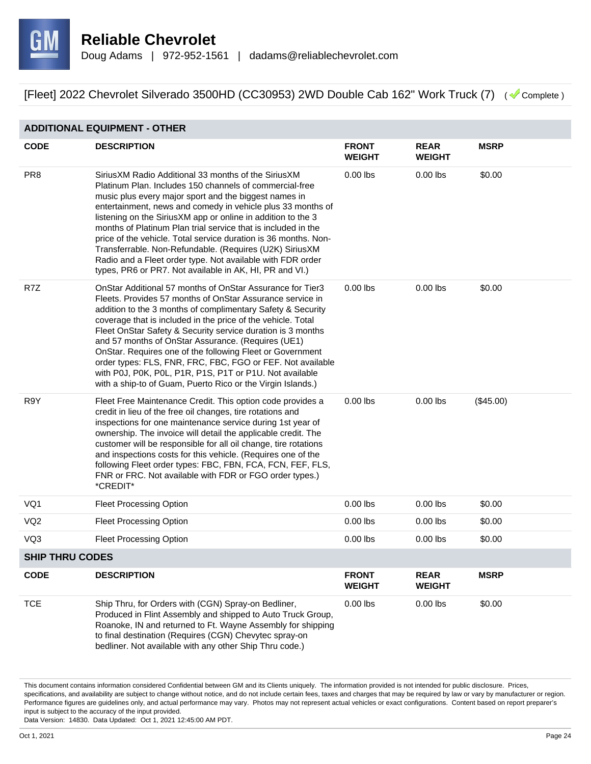# Reliable Chevrolet

Doug Adams | 972-952-1561 | dadams@reliablechevrolet.com

[Fleet] 2022 Chevrolet Silverado 3500HD (CC30953) 2WD Double Cab 162" Work Truck (7) ( Complete )

## ADDITIONAL EQUIPMENT - OTHER

| CODE | DESCRIPTION | FRONT WEIGHT | REAR WEIGHT | MSRP |
|---|---|---|---|---|
| PR8 | SiriusXM Radio Additional 33 months of the SiriusXM Platinum Plan. Includes 150 channels of commercial-free music plus every major sport and the biggest names in entertainment, news and comedy in vehicle plus 33 months of listening on the SiriusXM app or online in addition to the 3 months of Platinum Plan trial service that is included in the price of the vehicle. Total service duration is 36 months. Non-Transferrable. Non-Refundable. (Requires (U2K) SiriusXM Radio and a Fleet order type. Not available with FDR order types, PR6 or PR7. Not available in AK, HI, PR and VI.) | 0.00 lbs | 0.00 lbs | $0.00 |
| R7Z | OnStar Additional 57 months of OnStar Assurance for Tier3 Fleets. Provides 57 months of OnStar Assurance service in addition to the 3 months of complimentary Safety & Security coverage that is included in the price of the vehicle. Total Fleet OnStar Safety & Security service duration is 3 months and 57 months of OnStar Assurance. (Requires (UE1) OnStar. Requires one of the following Fleet or Government order types: FLS, FNR, FRC, FBC, FGO or FEF. Not available with P0J, P0K, P0L, P1R, P1S, P1T or P1U. Not available with a ship-to of Guam, Puerto Rico or the Virgin Islands.) | 0.00 lbs | 0.00 lbs | $0.00 |
| R9Y | Fleet Free Maintenance Credit. This option code provides a credit in lieu of the free oil changes, tire rotations and inspections for one maintenance service during 1st year of ownership. The invoice will detail the applicable credit. The customer will be responsible for all oil change, tire rotations and inspections costs for this vehicle. (Requires one of the following Fleet order types: FBC, FBN, FCA, FCN, FEF, FLS, FNR or FRC. Not available with FDR or FGO order types.) *CREDIT* | 0.00 lbs | 0.00 lbs | ($45.00) |
| VQ1 | Fleet Processing Option | 0.00 lbs | 0.00 lbs | $0.00 |
| VQ2 | Fleet Processing Option | 0.00 lbs | 0.00 lbs | $0.00 |
| VQ3 | Fleet Processing Option | 0.00 lbs | 0.00 lbs | $0.00 |

## SHIP THRU CODES

| CODE | DESCRIPTION | FRONT WEIGHT | REAR WEIGHT | MSRP |
|---|---|---|---|---|
| TCE | Ship Thru, for Orders with (CGN) Spray-on Bedliner, Produced in Flint Assembly and shipped to Auto Truck Group, Roanoke, IN and returned to Ft. Wayne Assembly for shipping to final destination (Requires (CGN) Chevytec spray-on bedliner. Not available with any other Ship Thru code.) | 0.00 lbs | 0.00 lbs | $0.00 |

This document contains information considered Confidential between GM and its Clients uniquely. The information provided is not intended for public disclosure. Prices, specifications, and availability are subject to change without notice, and do not include certain fees, taxes and charges that may be required by law or vary by manufacturer or region. Performance figures are guidelines only, and actual performance may vary. Photos may not represent actual vehicles or exact configurations. Content based on report preparer's input is subject to the accuracy of the input provided.
Data Version: 14830. Data Updated: Oct 1, 2021 12:45:00 AM PDT.

Oct 1, 2021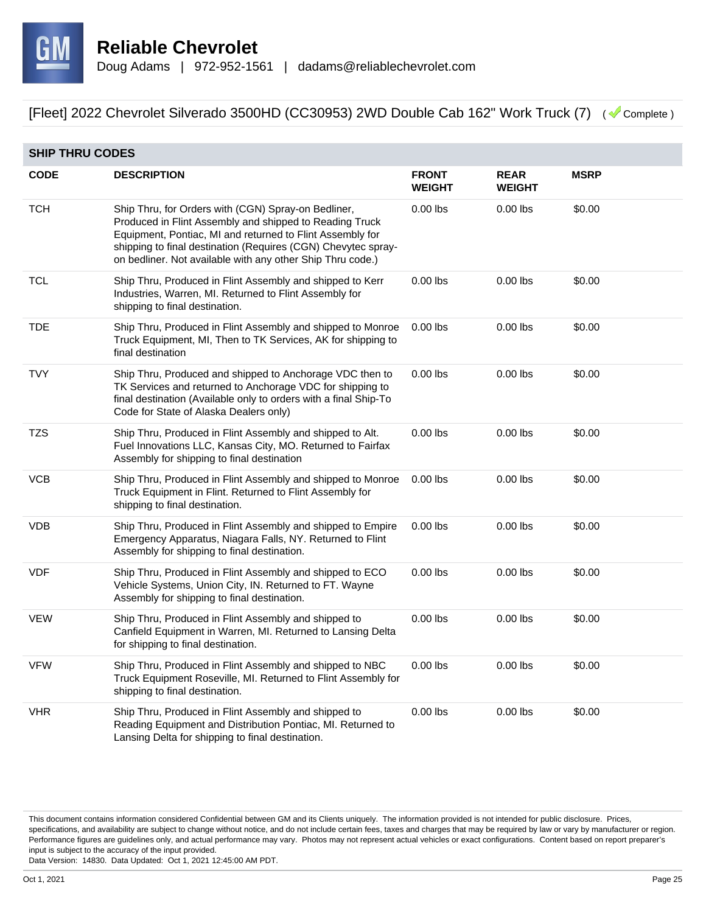**Reliable Chevrolet**
Doug Adams | 972-952-1561 | dadams@reliablechevrolet.com

[Fleet] 2022 Chevrolet Silverado 3500HD (CC30953) 2WD Double Cab 162" Work Truck (7) ( Complete )

## SHIP THRU CODES

| CODE | DESCRIPTION | FRONT WEIGHT | REAR WEIGHT | MSRP |
|---|---|---|---|---|
| TCH | Ship Thru, for Orders with (CGN) Spray-on Bedliner, Produced in Flint Assembly and shipped to Reading Truck Equipment, Pontiac, MI and returned to Flint Assembly for shipping to final destination (Requires (CGN) Chevytec spray-on bedliner. Not available with any other Ship Thru code.) | 0.00 lbs | 0.00 lbs | $0.00 |
| TCL | Ship Thru, Produced in Flint Assembly and shipped to Kerr Industries, Warren, MI. Returned to Flint Assembly for shipping to final destination. | 0.00 lbs | 0.00 lbs | $0.00 |
| TDE | Ship Thru, Produced in Flint Assembly and shipped to Monroe Truck Equipment, MI, Then to TK Services, AK for shipping to final destination | 0.00 lbs | 0.00 lbs | $0.00 |
| TVY | Ship Thru, Produced and shipped to Anchorage VDC then to TK Services and returned to Anchorage VDC for shipping to final destination (Available only to orders with a final Ship-To Code for State of Alaska Dealers only) | 0.00 lbs | 0.00 lbs | $0.00 |
| TZS | Ship Thru, Produced in Flint Assembly and shipped to Alt. Fuel Innovations LLC, Kansas City, MO. Returned to Fairfax Assembly for shipping to final destination | 0.00 lbs | 0.00 lbs | $0.00 |
| VCB | Ship Thru, Produced in Flint Assembly and shipped to Monroe Truck Equipment in Flint. Returned to Flint Assembly for shipping to final destination. | 0.00 lbs | 0.00 lbs | $0.00 |
| VDB | Ship Thru, Produced in Flint Assembly and shipped to Empire Emergency Apparatus, Niagara Falls, NY. Returned to Flint Assembly for shipping to final destination. | 0.00 lbs | 0.00 lbs | $0.00 |
| VDF | Ship Thru, Produced in Flint Assembly and shipped to ECO Vehicle Systems, Union City, IN. Returned to FT. Wayne Assembly for shipping to final destination. | 0.00 lbs | 0.00 lbs | $0.00 |
| VEW | Ship Thru, Produced in Flint Assembly and shipped to Canfield Equipment in Warren, MI. Returned to Lansing Delta for shipping to final destination. | 0.00 lbs | 0.00 lbs | $0.00 |
| VFW | Ship Thru, Produced in Flint Assembly and shipped to NBC Truck Equipment Roseville, MI. Returned to Flint Assembly for shipping to final destination. | 0.00 lbs | 0.00 lbs | $0.00 |
| VHR | Ship Thru, Produced in Flint Assembly and shipped to Reading Equipment and Distribution Pontiac, MI. Returned to Lansing Delta for shipping to final destination. | 0.00 lbs | 0.00 lbs | $0.00 |

This document contains information considered Confidential between GM and its Clients uniquely. The information provided is not intended for public disclosure. Prices, specifications, and availability are subject to change without notice, and do not include certain fees, taxes and charges that may be required by law or vary by manufacturer or region. Performance figures are guidelines only, and actual performance may vary. Photos may not represent actual vehicles or exact configurations. Content based on report preparer's input is subject to the accuracy of the input provided.
Data Version: 14830. Data Updated: Oct 1, 2021 12:45:00 AM PDT.

Oct 1, 2021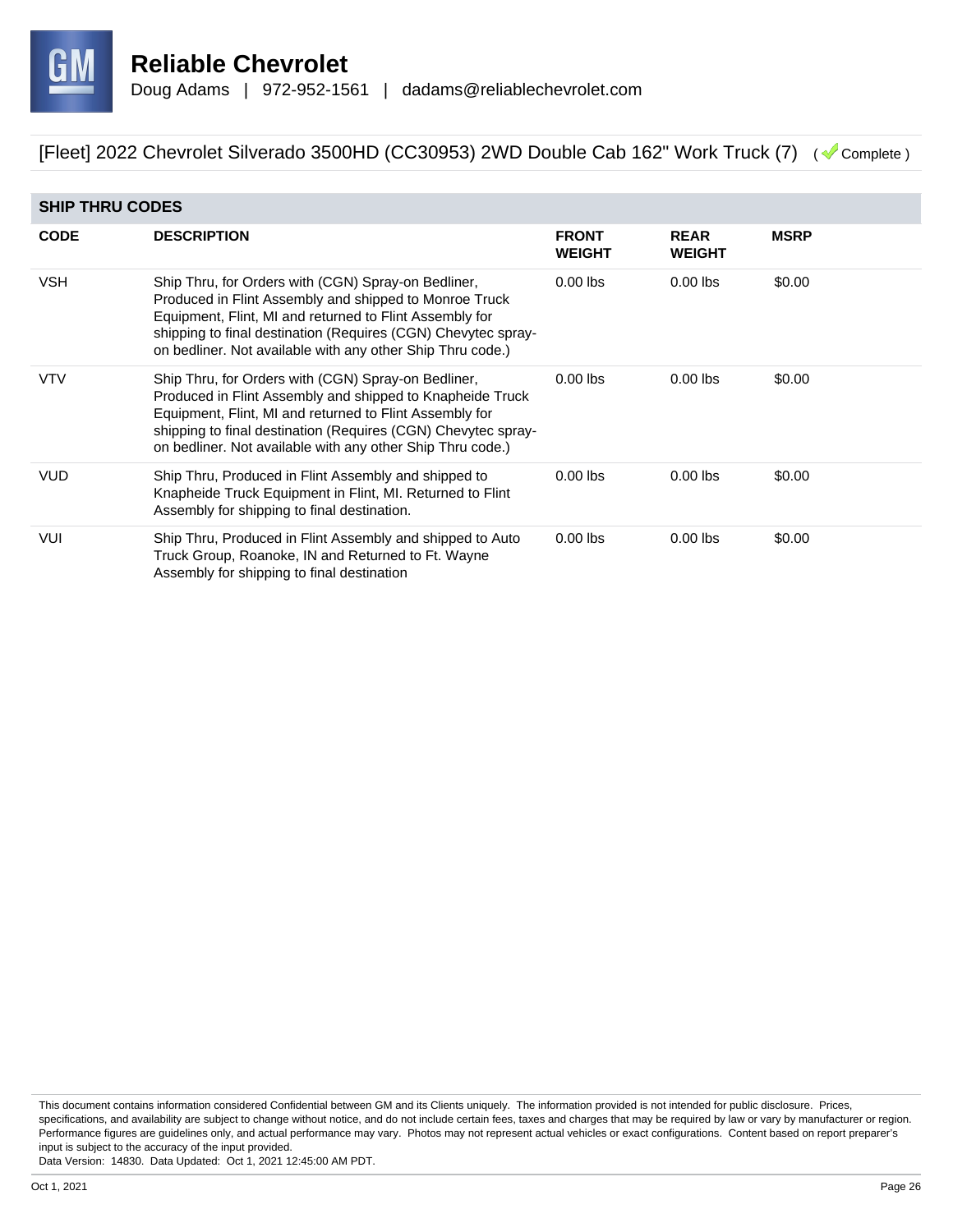# Reliable Chevrolet

Doug Adams | 972-952-1561 | dadams@reliablechevrolet.com

[Fleet] 2022 Chevrolet Silverado 3500HD (CC30953) 2WD Double Cab 162" Work Truck (7) ( Complete )

## SHIP THRU CODES

| CODE | DESCRIPTION | FRONT WEIGHT | REAR WEIGHT | MSRP |
|---|---|---|---|---|
| VSH | Ship Thru, for Orders with (CGN) Spray-on Bedliner, Produced in Flint Assembly and shipped to Monroe Truck Equipment, Flint, MI and returned to Flint Assembly for shipping to final destination (Requires (CGN) Chevytec spray-on bedliner. Not available with any other Ship Thru code.) | 0.00 lbs | 0.00 lbs | $0.00 |
| VTV | Ship Thru, for Orders with (CGN) Spray-on Bedliner, Produced in Flint Assembly and shipped to Knapheide Truck Equipment, Flint, MI and returned to Flint Assembly for shipping to final destination (Requires (CGN) Chevytec spray-on bedliner. Not available with any other Ship Thru code.) | 0.00 lbs | 0.00 lbs | $0.00 |
| VUD | Ship Thru, Produced in Flint Assembly and shipped to Knapheide Truck Equipment in Flint, MI. Returned to Flint Assembly for shipping to final destination. | 0.00 lbs | 0.00 lbs | $0.00 |
| VUI | Ship Thru, Produced in Flint Assembly and shipped to Auto Truck Group, Roanoke, IN and Returned to Ft. Wayne Assembly for shipping to final destination | 0.00 lbs | 0.00 lbs | $0.00 |

This document contains information considered Confidential between GM and its Clients uniquely. The information provided is not intended for public disclosure. Prices, specifications, and availability are subject to change without notice, and do not include certain fees, taxes and charges that may be required by law or vary by manufacturer or region. Performance figures are guidelines only, and actual performance may vary. Photos may not represent actual vehicles or exact configurations. Content based on report preparer's input is subject to the accuracy of the input provided.
Data Version: 14830. Data Updated: Oct 1, 2021 12:45:00 AM PDT.

Oct 1, 2021